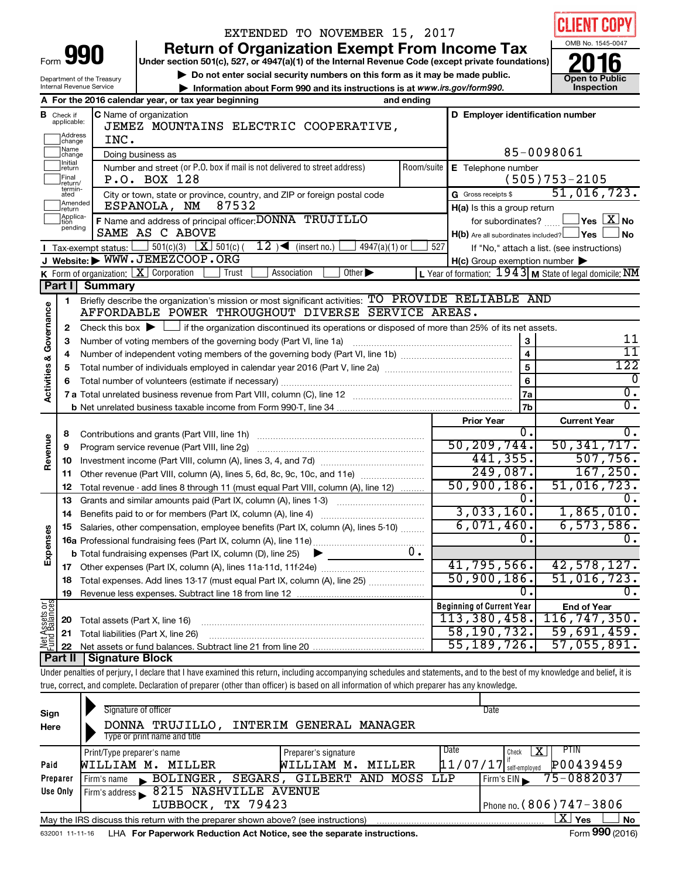EXTENDED TO NOVEMBER 15, 2017

CLIENT COPY

# Form 990 — Return of Organization Exempt From Income Tax

Under section 501(c), 527, or 4947(a)(1) of the Internal Revenue Code (except private foundations)

▶ Do not enter social security numbers on this form as it may be made public.

▶ Information about Form 990 and its instructions is at www.irs.gov/form990.

Department of the Treasury
Internal Revenue Service

OMB No. 1545-0047

2016

Open to Public Inspection

**A** For the 2016 calendar year, or tax year beginning and ending

**B** Check if applicable: Address change, Name change, Initial return, Final return/terminated, Amended return, Application pending

**C** Name of organization: JEMEZ MOUNTAINS ELECTRIC COOPERATIVE, INC.

Doing business as

Number and street (or P.O. box if mail is not delivered to street address): P.O. BOX 128 | Room/suite

City or town, state or province, country, and ZIP or foreign postal code: ESPANOLA, NM 87532

**D** Employer identification number: 85-0098061

**E** Telephone number: (505)753-2105

**G** Gross receipts $ 51,016,723.

**F** Name and address of principal officer: DONNA TRUJILLO, SAME AS C ABOVE

**H(a)** Is this a group return for subordinates? ☐ Yes ☒ No

**H(b)** Are all subordinates included? ☐ Yes ☐ No — If "No," attach a list. (see instructions)

**H(c)** Group exemption number ▶

**I** Tax-exempt status: ☐ 501(c)(3) ☒ 501(c) ( 12 ) ◀ (insert no.) ☐ 4947(a)(1) or ☐ 527

**J** Website: ▶ WWW.JEMEZCOOP.ORG

**K** Form of organization: ☒ Corporation ☐ Trust ☐ Association ☐ Other ▶

**L** Year of formation: 1943 **M** State of legal domicile: NM

## Part I Summary

**Activities & Governance**

1 Briefly describe the organization's mission or most significant activities: TO PROVIDE RELIABLE AND AFFORDABLE POWER THROUGHOUT DIVERSE SERVICE AREAS.

2 Check this box ▶ ☐ if the organization discontinued its operations or disposed of more than 25% of its net assets.

| | | Line | |
|---|---|---|---|
| 3 | Number of voting members of the governing body (Part VI, line 1a) | 3 | 11 |
| 4 | Number of independent voting members of the governing body (Part VI, line 1b) | 4 | 11 |
| 5 | Total number of individuals employed in calendar year 2016 (Part V, line 2a) | 5 | 122 |
| 6 | Total number of volunteers (estimate if necessary) | 6 | 0 |
| 7a | Total unrelated business revenue from Part VIII, column (C), line 12 | 7a | 0. |
| b | Net unrelated business taxable income from Form 990-T, line 34 | 7b | 0. |

| | | Prior Year | Current Year |
|---|---|---|---|
| **Revenue** | | | |
| 8 | Contributions and grants (Part VIII, line 1h) | 0. | 0. |
| 9 | Program service revenue (Part VIII, line 2g) | 50,209,744. | 50,341,717. |
| 10 | Investment income (Part VIII, column (A), lines 3, 4, and 7d) | 441,355. | 507,756. |
| 11 | Other revenue (Part VIII, column (A), lines 5, 6d, 8c, 9c, 10c, and 11e) | 249,087. | 167,250. |
| 12 | Total revenue - add lines 8 through 11 (must equal Part VIII, column (A), line 12) | 50,900,186. | 51,016,723. |
| **Expenses** | | | |
| 13 | Grants and similar amounts paid (Part IX, column (A), lines 1-3) | 0. | 0. |
| 14 | Benefits paid to or for members (Part IX, column (A), line 4) | 3,033,160. | 1,865,010. |
| 15 | Salaries, other compensation, employee benefits (Part IX, column (A), lines 5-10) | 6,071,460. | 6,573,586. |
| 16a | Professional fundraising fees (Part IX, column (A), line 11e) | 0. | 0. |
| b | Total fundraising expenses (Part IX, column (D), line 25) ▶ 0. | | |
| 17 | Other expenses (Part IX, column (A), lines 11a-11d, 11f-24e) | 41,795,566. | 42,578,127. |
| 18 | Total expenses. Add lines 13-17 (must equal Part IX, column (A), line 25) | 50,900,186. | 51,016,723. |
| 19 | Revenue less expenses. Subtract line 18 from line 12 | 0. | 0. |

| | | Beginning of Current Year | End of Year |
|---|---|---|---|
| **Net Assets or Fund Balances** | | | |
| 20 | Total assets (Part X, line 16) | 113,380,458. | 116,747,350. |
| 21 | Total liabilities (Part X, line 26) | 58,190,732. | 59,691,459. |
| 22 | Net assets or fund balances. Subtract line 21 from line 20 | 55,189,726. | 57,055,891. |

## Part II Signature Block

Under penalties of perjury, I declare that I have examined this return, including accompanying schedules and statements, and to the best of my knowledge and belief, it is true, correct, and complete. Declaration of preparer (other than officer) is based on all information of which preparer has any knowledge.

**Sign Here**

Signature of officer | Date

DONNA TRUJILLO, INTERIM GENERAL MANAGER
Type or print name and title

**Paid Preparer Use Only**

| Print/Type preparer's name | Preparer's signature | Date | Check ☒ if self-employed | PTIN |
|---|---|---|---|---|
| WILLIAM M. MILLER | WILLIAM M. MILLER | 11/07/17 | X | P00439459 |

Firm's name ▶ BOLINGER, SEGARS, GILBERT AND MOSS LLP | Firm's EIN ▶ 75-0882037

Firm's address ▶ 8215 NASHVILLE AVENUE, LUBBOCK, TX 79423 | Phone no. (806)747-3806

May the IRS discuss this return with the preparer shown above? (see instructions) ☒ Yes ☐ No

632001 11-11-16 LHA For Paperwork Reduction Act Notice, see the separate instructions. Form 990 (2016)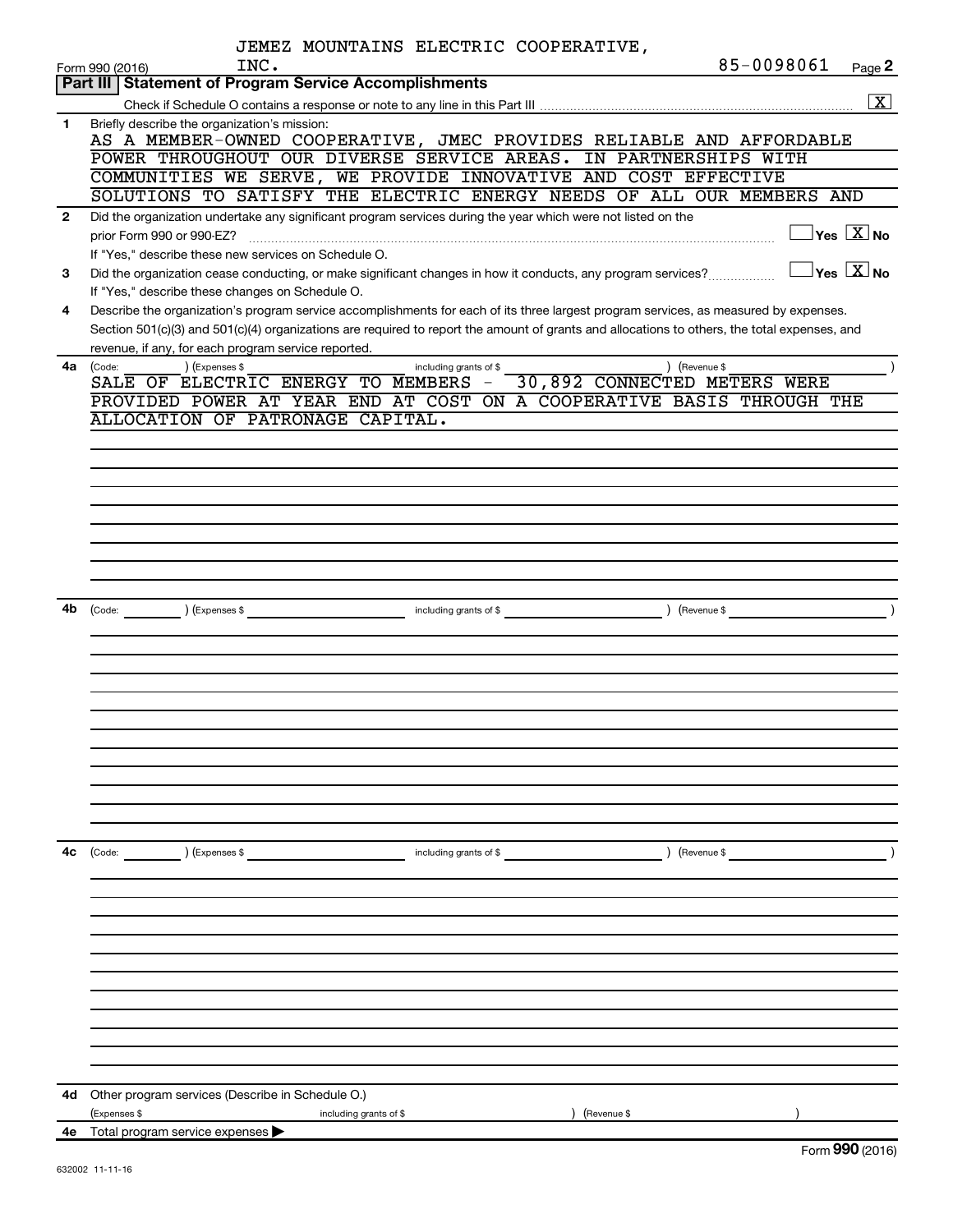JEMEZ MOUNTAINS ELECTRIC COOPERATIVE, INC.

Form 990 (2016) 85-0098061 Page **2**

## Part III | Statement of Program Service Accomplishments

Check if Schedule O contains a response or note to any line in this Part III .......... [X]

**1** Briefly describe the organization's mission:

AS A MEMBER-OWNED COOPERATIVE, JMEC PROVIDES RELIABLE AND AFFORDABLE POWER THROUGHOUT OUR DIVERSE SERVICE AREAS. IN PARTNERSHIPS WITH COMMUNITIES WE SERVE, WE PROVIDE INNOVATIVE AND COST EFFECTIVE SOLUTIONS TO SATISFY THE ELECTRIC ENERGY NEEDS OF ALL OUR MEMBERS AND

**2** Did the organization undertake any significant program services during the year which were not listed on the prior Form 990 or 990-EZ? .......... [ ] Yes [X] No

If "Yes," describe these new services on Schedule O.

**3** Did the organization cease conducting, or make significant changes in how it conducts, any program services? .......... [ ] Yes [X] No

If "Yes," describe these changes on Schedule O.

**4** Describe the organization's program service accomplishments for each of its three largest program services, as measured by expenses. Section 501(c)(3) and 501(c)(4) organizations are required to report the amount of grants and allocations to others, the total expenses, and revenue, if any, for each program service reported.

**4a** (Code: ) (Expenses $ including grants of $ ) (Revenue $ )

SALE OF ELECTRIC ENERGY TO MEMBERS - 30,892 CONNECTED METERS WERE PROVIDED POWER AT YEAR END AT COST ON A COOPERATIVE BASIS THROUGH THE ALLOCATION OF PATRONAGE CAPITAL.

**4b** (Code: ) (Expenses $ including grants of $ ) (Revenue $ )

**4c** (Code: ) (Expenses $ including grants of $ ) (Revenue $ )

**4d** Other program services (Describe in Schedule O.)

(Expenses $ including grants of $ ) (Revenue $ )

**4e** Total program service expenses ▶

Form **990** (2016)

632002 11-11-16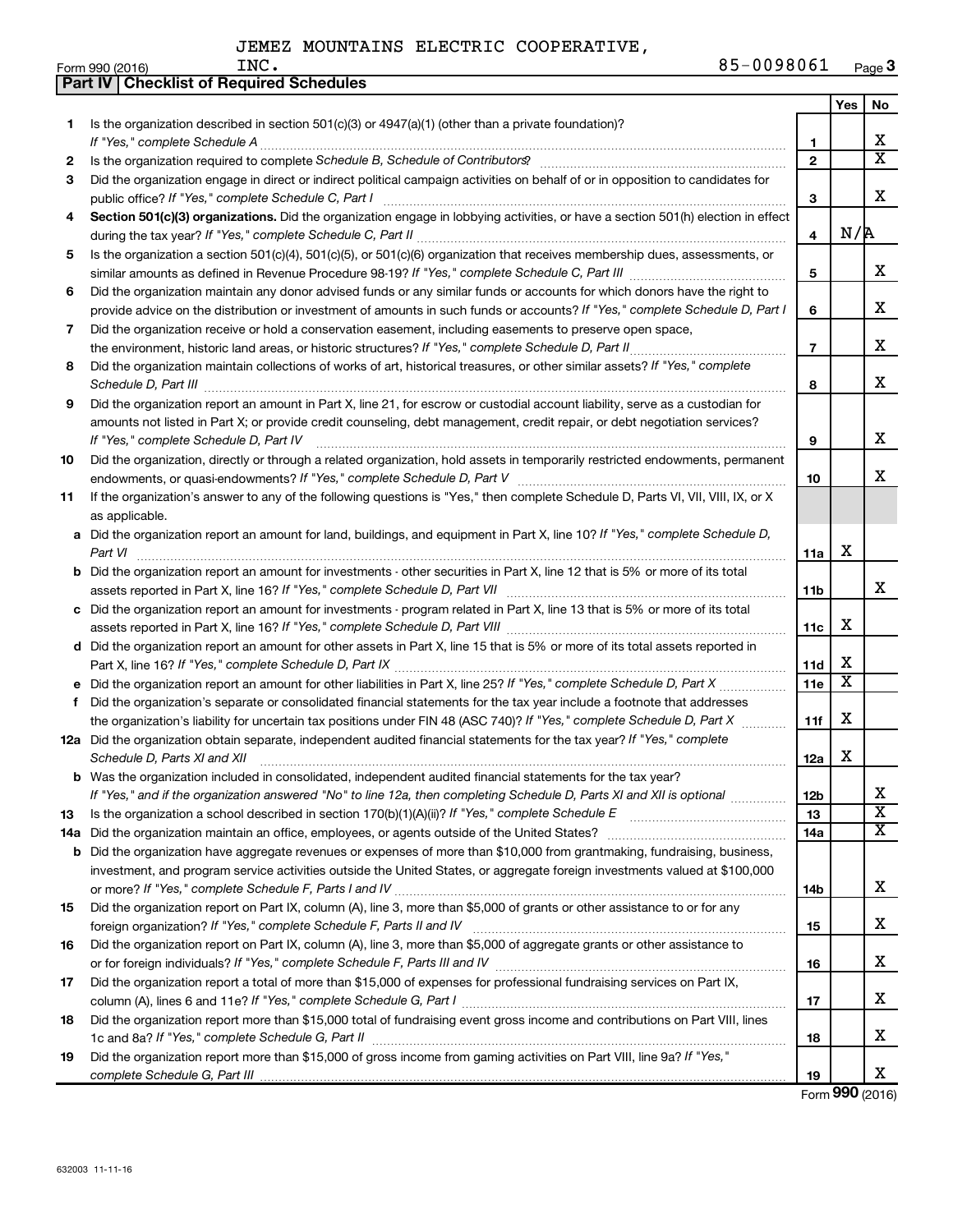JEMEZ MOUNTAINS ELECTRIC COOPERATIVE, INC. 85-0098061

## Part IV Checklist of Required Schedules

| | | | Yes | No |
|---|---|---|---|---|
| 1 | Is the organization described in section 501(c)(3) or 4947(a)(1) (other than a private foundation)? *If "Yes," complete Schedule A* | 1 | | X |
| 2 | Is the organization required to complete *Schedule B, Schedule of Contributors*? | 2 | | X |
| 3 | Did the organization engage in direct or indirect political campaign activities on behalf of or in opposition to candidates for public office? *If "Yes," complete Schedule C, Part I* | 3 | | X |
| 4 | **Section 501(c)(3) organizations.** Did the organization engage in lobbying activities, or have a section 501(h) election in effect during the tax year? *If "Yes," complete Schedule C, Part II* | 4 | N/A | |
| 5 | Is the organization a section 501(c)(4), 501(c)(5), or 501(c)(6) organization that receives membership dues, assessments, or similar amounts as defined in Revenue Procedure 98-19? *If "Yes," complete Schedule C, Part III* | 5 | | X |
| 6 | Did the organization maintain any donor advised funds or any similar funds or accounts for which donors have the right to provide advice on the distribution or investment of amounts in such funds or accounts? *If "Yes," complete Schedule D, Part I* | 6 | | X |
| 7 | Did the organization receive or hold a conservation easement, including easements to preserve open space, the environment, historic land areas, or historic structures? *If "Yes," complete Schedule D, Part II* | 7 | | X |
| 8 | Did the organization maintain collections of works of art, historical treasures, or other similar assets? *If "Yes," complete Schedule D, Part III* | 8 | | X |
| 9 | Did the organization report an amount in Part X, line 21, for escrow or custodial account liability, serve as a custodian for amounts not listed in Part X; or provide credit counseling, debt management, credit repair, or debt negotiation services? *If "Yes," complete Schedule D, Part IV* | 9 | | X |
| 10 | Did the organization, directly or through a related organization, hold assets in temporarily restricted endowments, permanent endowments, or quasi-endowments? *If "Yes," complete Schedule D, Part V* | 10 | | X |
| 11 | If the organization's answer to any of the following questions is "Yes," then complete Schedule D, Parts VI, VII, VIII, IX, or X as applicable. | | | |
| a | Did the organization report an amount for land, buildings, and equipment in Part X, line 10? *If "Yes," complete Schedule D, Part VI* | 11a | X | |
| b | Did the organization report an amount for investments - other securities in Part X, line 12 that is 5% or more of its total assets reported in Part X, line 16? *If "Yes," complete Schedule D, Part VII* | 11b | | X |
| c | Did the organization report an amount for investments - program related in Part X, line 13 that is 5% or more of its total assets reported in Part X, line 16? *If "Yes," complete Schedule D, Part VIII* | 11c | X | |
| d | Did the organization report an amount for other assets in Part X, line 15 that is 5% or more of its total assets reported in Part X, line 16? *If "Yes," complete Schedule D, Part IX* | 11d | X | |
| e | Did the organization report an amount for other liabilities in Part X, line 25? *If "Yes," complete Schedule D, Part X* | 11e | X | |
| f | Did the organization's separate or consolidated financial statements for the tax year include a footnote that addresses the organization's liability for uncertain tax positions under FIN 48 (ASC 740)? *If "Yes," complete Schedule D, Part X* | 11f | X | |
| 12a | Did the organization obtain separate, independent audited financial statements for the tax year? *If "Yes," complete Schedule D, Parts XI and XII* | 12a | X | |
| b | Was the organization included in consolidated, independent audited financial statements for the tax year? *If "Yes," and if the organization answered "No" to line 12a, then completing Schedule D, Parts XI and XII is optional* | 12b | | X |
| 13 | Is the organization a school described in section 170(b)(1)(A)(ii)? *If "Yes," complete Schedule E* | 13 | | X |
| 14a | Did the organization maintain an office, employees, or agents outside of the United States? | 14a | | X |
| b | Did the organization have aggregate revenues or expenses of more than $10,000 from grantmaking, fundraising, business, investment, and program service activities outside the United States, or aggregate foreign investments valued at $100,000 or more? *If "Yes," complete Schedule F, Parts I and IV* | 14b | | X |
| 15 | Did the organization report on Part IX, column (A), line 3, more than $5,000 of grants or other assistance to or for any foreign organization? *If "Yes," complete Schedule F, Parts II and IV* | 15 | | X |
| 16 | Did the organization report on Part IX, column (A), line 3, more than $5,000 of aggregate grants or other assistance to or for foreign individuals? *If "Yes," complete Schedule F, Parts III and IV* | 16 | | X |
| 17 | Did the organization report a total of more than $15,000 of expenses for professional fundraising services on Part IX, column (A), lines 6 and 11e? *If "Yes," complete Schedule G, Part I* | 17 | | X |
| 18 | Did the organization report more than $15,000 total of fundraising event gross income and contributions on Part VIII, lines 1c and 8a? *If "Yes," complete Schedule G, Part II* | 18 | | X |
| 19 | Did the organization report more than $15,000 of gross income from gaming activities on Part VIII, line 9a? *If "Yes," complete Schedule G, Part III* | 19 | | X |

Form **990** (2016)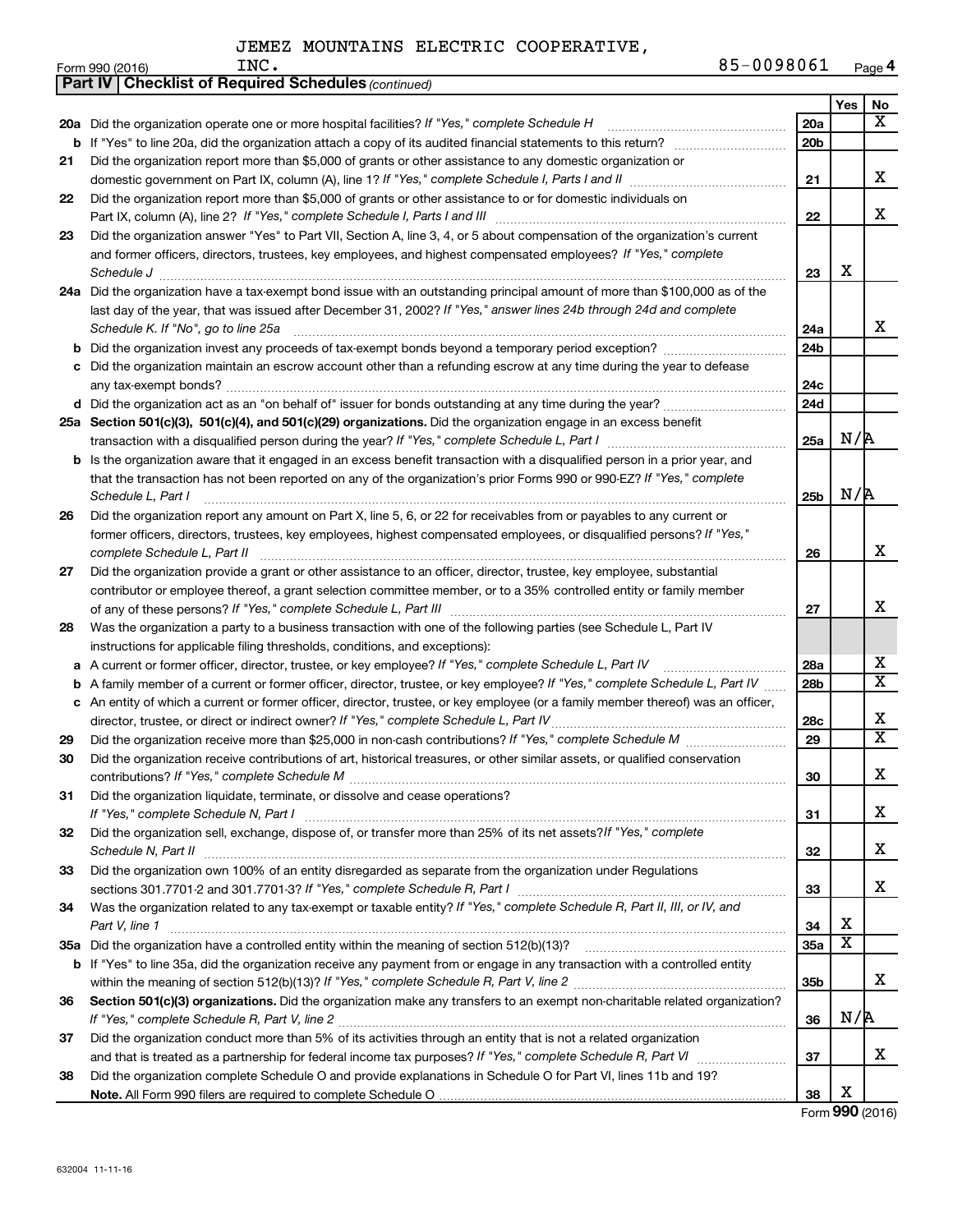JEMEZ MOUNTAINS ELECTRIC COOPERATIVE, INC. 85-0098061

Form 990 (2016)

**Part IV | Checklist of Required Schedules** *(continued)*

| | | | Yes | No |
|---|---|---|---|---|
| **20a** | Did the organization operate one or more hospital facilities? *If "Yes," complete Schedule H* | **20a** | | X |
| **b** | If "Yes" to line 20a, did the organization attach a copy of its audited financial statements to this return? | **20b** | | |
| **21** | Did the organization report more than $5,000 of grants or other assistance to any domestic organization or domestic government on Part IX, column (A), line 1? *If "Yes," complete Schedule I, Parts I and II* | **21** | | X |
| **22** | Did the organization report more than $5,000 of grants or other assistance to or for domestic individuals on Part IX, column (A), line 2? *If "Yes," complete Schedule I, Parts I and III* | **22** | | X |
| **23** | Did the organization answer "Yes" to Part VII, Section A, line 3, 4, or 5 about compensation of the organization's current and former officers, directors, trustees, key employees, and highest compensated employees? *If "Yes," complete Schedule J* | **23** | X | |
| **24a** | Did the organization have a tax-exempt bond issue with an outstanding principal amount of more than $100,000 as of the last day of the year, that was issued after December 31, 2002? *If "Yes," answer lines 24b through 24d and complete Schedule K. If "No", go to line 25a* | **24a** | | X |
| **b** | Did the organization invest any proceeds of tax-exempt bonds beyond a temporary period exception? | **24b** | | |
| **c** | Did the organization maintain an escrow account other than a refunding escrow at any time during the year to defease any tax-exempt bonds? | **24c** | | |
| **d** | Did the organization act as an "on behalf of" issuer for bonds outstanding at any time during the year? | **24d** | | |
| **25a** | **Section 501(c)(3), 501(c)(4), and 501(c)(29) organizations.** Did the organization engage in an excess benefit transaction with a disqualified person during the year? *If "Yes," complete Schedule L, Part I* | **25a** | N/A | |
| **b** | Is the organization aware that it engaged in an excess benefit transaction with a disqualified person in a prior year, and that the transaction has not been reported on any of the organization's prior Forms 990 or 990-EZ? *If "Yes," complete Schedule L, Part I* | **25b** | N/A | |
| **26** | Did the organization report any amount on Part X, line 5, 6, or 22 for receivables from or payables to any current or former officers, directors, trustees, key employees, highest compensated employees, or disqualified persons? *If "Yes," complete Schedule L, Part II* | **26** | | X |
| **27** | Did the organization provide a grant or other assistance to an officer, director, trustee, key employee, substantial contributor or employee thereof, a grant selection committee member, or to a 35% controlled entity or family member of any of these persons? *If "Yes," complete Schedule L, Part III* | **27** | | X |
| **28** | Was the organization a party to a business transaction with one of the following parties (see Schedule L, Part IV instructions for applicable filing thresholds, conditions, and exceptions): | | | |
| **a** | A current or former officer, director, trustee, or key employee? *If "Yes," complete Schedule L, Part IV* | **28a** | | X |
| **b** | A family member of a current or former officer, director, trustee, or key employee? *If "Yes," complete Schedule L, Part IV* | **28b** | | X |
| **c** | An entity of which a current or former officer, director, trustee, or key employee (or a family member thereof) was an officer, director, trustee, or direct or indirect owner? *If "Yes," complete Schedule L, Part IV* | **28c** | | X |
| **29** | Did the organization receive more than $25,000 in non-cash contributions? *If "Yes," complete Schedule M* | **29** | | X |
| **30** | Did the organization receive contributions of art, historical treasures, or other similar assets, or qualified conservation contributions? *If "Yes," complete Schedule M* | **30** | | X |
| **31** | Did the organization liquidate, terminate, or dissolve and cease operations? *If "Yes," complete Schedule N, Part I* | **31** | | X |
| **32** | Did the organization sell, exchange, dispose of, or transfer more than 25% of its net assets? *If "Yes," complete Schedule N, Part II* | **32** | | X |
| **33** | Did the organization own 100% of an entity disregarded as separate from the organization under Regulations sections 301.7701-2 and 301.7701-3? *If "Yes," complete Schedule R, Part I* | **33** | | X |
| **34** | Was the organization related to any tax-exempt or taxable entity? *If "Yes," complete Schedule R, Part II, III, or IV, and Part V, line 1* | **34** | X | |
| **35a** | Did the organization have a controlled entity within the meaning of section 512(b)(13)? | **35a** | X | |
| **b** | If "Yes" to line 35a, did the organization receive any payment from or engage in any transaction with a controlled entity within the meaning of section 512(b)(13)? *If "Yes," complete Schedule R, Part V, line 2* | **35b** | | X |
| **36** | **Section 501(c)(3) organizations.** Did the organization make any transfers to an exempt non-charitable related organization? *If "Yes," complete Schedule R, Part V, line 2* | **36** | N/A | |
| **37** | Did the organization conduct more than 5% of its activities through an entity that is not a related organization and that is treated as a partnership for federal income tax purposes? *If "Yes," complete Schedule R, Part VI* | **37** | | X |
| **38** | Did the organization complete Schedule O and provide explanations in Schedule O for Part VI, lines 11b and 19? **Note.** All Form 990 filers are required to complete Schedule O | **38** | X | |

Form **990** (2016)

632004 11-11-16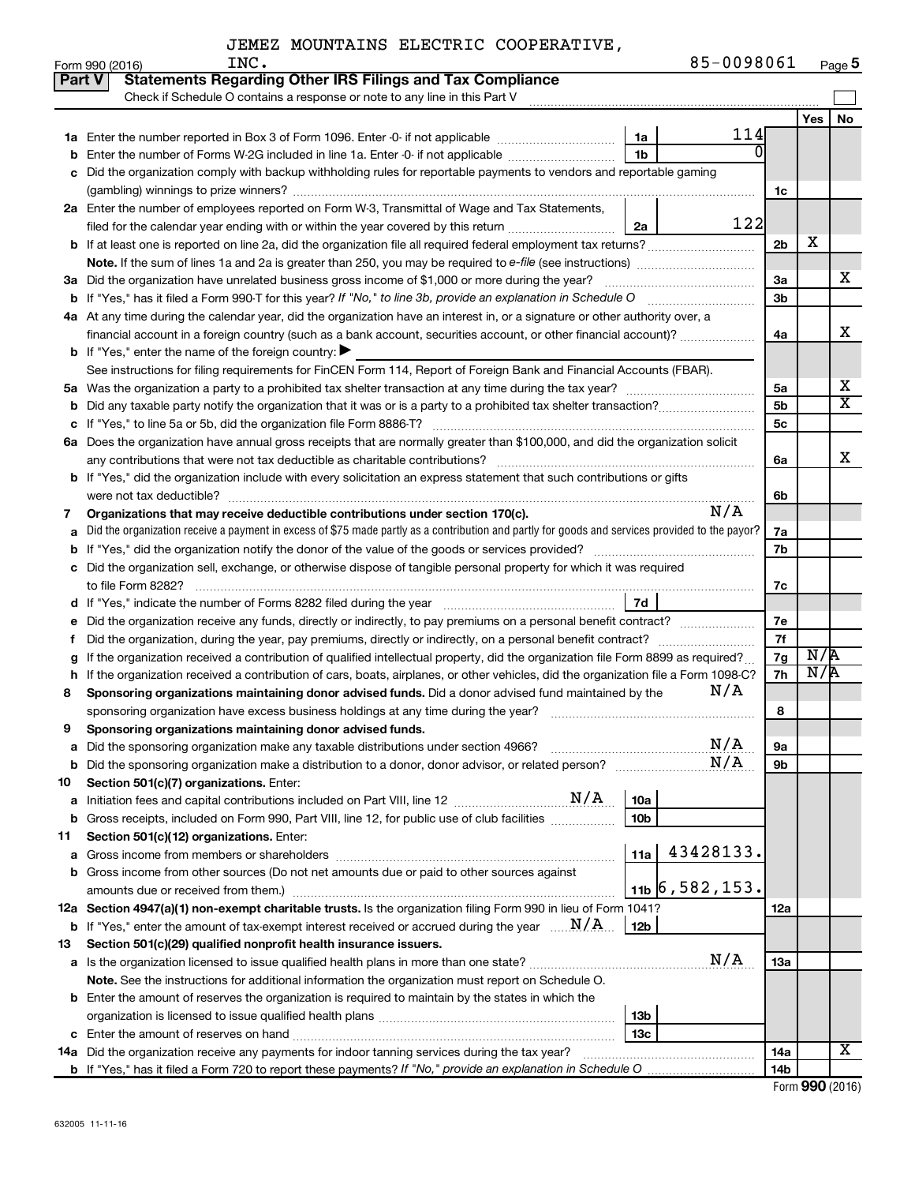JEMEZ MOUNTAINS ELECTRIC COOPERATIVE, INC. 85-0098061

Form 990 (2016) Page 5

**Part V Statements Regarding Other IRS Filings and Tax Compliance**

Check if Schedule O contains a response or note to any line in this Part V

| | | | | | Yes | No |
|---|---|---|---|---|---|---|
| 1a | Enter the number reported in Box 3 of Form 1096. Enter -0- if not applicable | 1a | 114 | | | |
| b | Enter the number of Forms W-2G included in line 1a. Enter -0- if not applicable | 1b | 0 | | | |
| c | Did the organization comply with backup withholding rules for reportable payments to vendors and reportable gaming (gambling) winnings to prize winners? | | | 1c | | |
| 2a | Enter the number of employees reported on Form W-3, Transmittal of Wage and Tax Statements, filed for the calendar year ending with or within the year covered by this return | 2a | 122 | | | |
| b | If at least one is reported on line 2a, did the organization file all required federal employment tax returns? | | | 2b | X | |
| | **Note.** If the sum of lines 1a and 2a is greater than 250, you may be required to *e-file* (see instructions) | | | | | |
| 3a | Did the organization have unrelated business gross income of $1,000 or more during the year? | | | 3a | | X |
| b | If "Yes," has it filed a Form 990-T for this year? *If "No," to line 3b, provide an explanation in Schedule O* | | | 3b | | |
| 4a | At any time during the calendar year, did the organization have an interest in, or a signature or other authority over, a financial account in a foreign country (such as a bank account, securities account, or other financial account)? | | | 4a | | X |
| b | If "Yes," enter the name of the foreign country: ▶ | | | | | |
| | See instructions for filing requirements for FinCEN Form 114, Report of Foreign Bank and Financial Accounts (FBAR). | | | | | |
| 5a | Was the organization a party to a prohibited tax shelter transaction at any time during the tax year? | | | 5a | | X |
| b | Did any taxable party notify the organization that it was or is a party to a prohibited tax shelter transaction? | | | 5b | | X |
| c | If "Yes," to line 5a or 5b, did the organization file Form 8886-T? | | | 5c | | |
| 6a | Does the organization have annual gross receipts that are normally greater than $100,000, and did the organization solicit any contributions that were not tax deductible as charitable contributions? | | | 6a | | X |
| b | If "Yes," did the organization include with every solicitation an express statement that such contributions or gifts were not tax deductible? | | | 6b | | |
| 7 | **Organizations that may receive deductible contributions under section 170(c).** N/A | | | | | |
| a | Did the organization receive a payment in excess of $75 made partly as a contribution and partly for goods and services provided to the payor? | | | 7a | | |
| b | If "Yes," did the organization notify the donor of the value of the goods or services provided? | | | 7b | | |
| c | Did the organization sell, exchange, or otherwise dispose of tangible personal property for which it was required to file Form 8282? | | | 7c | | |
| d | If "Yes," indicate the number of Forms 8282 filed during the year | 7d | | | | |
| e | Did the organization receive any funds, directly or indirectly, to pay premiums on a personal benefit contract? | | | 7e | | |
| f | Did the organization, during the year, pay premiums, directly or indirectly, on a personal benefit contract? | | | 7f | | |
| g | If the organization received a contribution of qualified intellectual property, did the organization file Form 8899 as required? | | | 7g | N/A | |
| h | If the organization received a contribution of cars, boats, airplanes, or other vehicles, did the organization file a Form 1098-C? | | | 7h | N/A | |
| 8 | **Sponsoring organizations maintaining donor advised funds.** Did a donor advised fund maintained by the sponsoring organization have excess business holdings at any time during the year? N/A | | | 8 | | |
| 9 | **Sponsoring organizations maintaining donor advised funds.** | | | | | |
| a | Did the sponsoring organization make any taxable distributions under section 4966? N/A | | | 9a | | |
| b | Did the sponsoring organization make a distribution to a donor, donor advisor, or related person? N/A | | | 9b | | |
| 10 | **Section 501(c)(7) organizations.** Enter: | | | | | |
| a | Initiation fees and capital contributions included on Part VIII, line 12 N/A | 10a | | | | |
| b | Gross receipts, included on Form 990, Part VIII, line 12, for public use of club facilities | 10b | | | | |
| 11 | **Section 501(c)(12) organizations.** Enter: | | | | | |
| a | Gross income from members or shareholders | 11a | 43428133. | | | |
| b | Gross income from other sources (Do not net amounts due or paid to other sources against amounts due or received from them.) | 11b | 6,582,153. | | | |
| 12a | **Section 4947(a)(1) non-exempt charitable trusts.** Is the organization filing Form 990 in lieu of Form 1041? | | | 12a | | |
| b | If "Yes," enter the amount of tax-exempt interest received or accrued during the year N/A | 12b | | | | |
| 13 | **Section 501(c)(29) qualified nonprofit health insurance issuers.** | | | | | |
| a | Is the organization licensed to issue qualified health plans in more than one state? N/A | | | 13a | | |
| | **Note.** See the instructions for additional information the organization must report on Schedule O. | | | | | |
| b | Enter the amount of reserves the organization is required to maintain by the states in which the organization is licensed to issue qualified health plans | 13b | | | | |
| c | Enter the amount of reserves on hand | 13c | | | | |
| 14a | Did the organization receive any payments for indoor tanning services during the tax year? | | | 14a | | X |
| b | If "Yes," has it filed a Form 720 to report these payments? *If "No," provide an explanation in Schedule O* | | | 14b | | |

Form **990** (2016)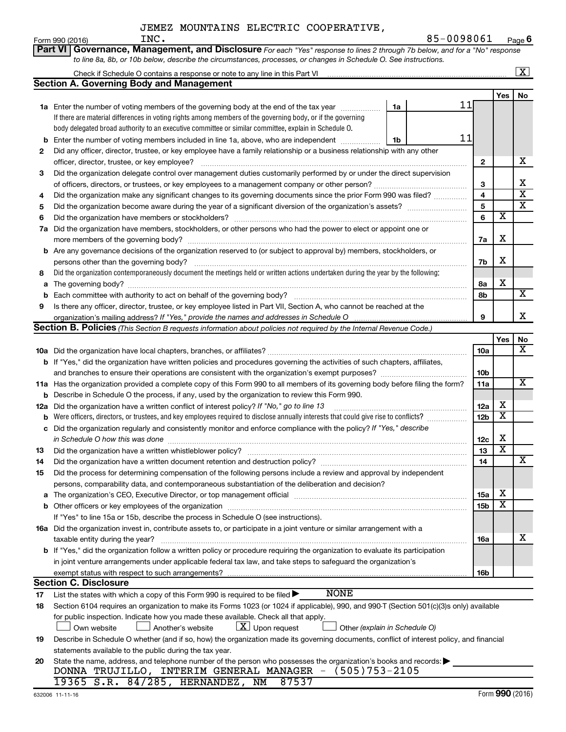JEMEZ MOUNTAINS ELECTRIC COOPERATIVE, INC. 85-0098061

Form 990 (2016) Page 6

**Part VI Governance, Management, and Disclosure** *For each "Yes" response to lines 2 through 7b below, and for a "No" response to line 8a, 8b, or 10b below, describe the circumstances, processes, or changes in Schedule O. See instructions.*

Check if Schedule O contains a response or note to any line in this Part VI [X]

## Section A. Governing Body and Management

| | | | | Yes | No |
|---|---|---|---|---|---|
| **1a** | Enter the number of voting members of the governing body at the end of the tax year. If there are material differences in voting rights among members of the governing body, or if the governing body delegated broad authority to an executive committee or similar committee, explain in Schedule O. | 1a | 11 | | |
| **b** | Enter the number of voting members included in line 1a, above, who are independent | 1b | 11 | | |
| **2** | Did any officer, director, trustee, or key employee have a family relationship or a business relationship with any other officer, director, trustee, or key employee? | 2 | | | X |
| **3** | Did the organization delegate control over management duties customarily performed by or under the direct supervision of officers, directors, or trustees, or key employees to a management company or other person? | 3 | | | X |
| **4** | Did the organization make any significant changes to its governing documents since the prior Form 990 was filed? | 4 | | | X |
| **5** | Did the organization become aware during the year of a significant diversion of the organization's assets? | 5 | | | X |
| **6** | Did the organization have members or stockholders? | 6 | | X | |
| **7a** | Did the organization have members, stockholders, or other persons who had the power to elect or appoint one or more members of the governing body? | 7a | | X | |
| **b** | Are any governance decisions of the organization reserved to (or subject to approval by) members, stockholders, or persons other than the governing body? | 7b | | X | |
| **8** | Did the organization contemporaneously document the meetings held or written actions undertaken during the year by the following: | | | | |
| **a** | The governing body? | 8a | | X | |
| **b** | Each committee with authority to act on behalf of the governing body? | 8b | | | X |
| **9** | Is there any officer, director, trustee, or key employee listed in Part VII, Section A, who cannot be reached at the organization's mailing address? *If "Yes," provide the names and addresses in Schedule O* | 9 | | | X |

## Section B. Policies *(This Section B requests information about policies not required by the Internal Revenue Code.)*

| | | | Yes | No |
|---|---|---|---|---|
| **10a** | Did the organization have local chapters, branches, or affiliates? | 10a | | X |
| **b** | If "Yes," did the organization have written policies and procedures governing the activities of such chapters, affiliates, and branches to ensure their operations are consistent with the organization's exempt purposes? | 10b | | |
| **11a** | Has the organization provided a complete copy of this Form 990 to all members of its governing body before filing the form? | 11a | | X |
| **b** | Describe in Schedule O the process, if any, used by the organization to review this Form 990. | | | |
| **12a** | Did the organization have a written conflict of interest policy? *If "No," go to line 13* | 12a | X | |
| **b** | Were officers, directors, or trustees, and key employees required to disclose annually interests that could give rise to conflicts? | 12b | X | |
| **c** | Did the organization regularly and consistently monitor and enforce compliance with the policy? *If "Yes," describe in Schedule O how this was done* | 12c | X | |
| **13** | Did the organization have a written whistleblower policy? | 13 | X | |
| **14** | Did the organization have a written document retention and destruction policy? | 14 | | X |
| **15** | Did the process for determining compensation of the following persons include a review and approval by independent persons, comparability data, and contemporaneous substantiation of the deliberation and decision? | | | |
| **a** | The organization's CEO, Executive Director, or top management official | 15a | X | |
| **b** | Other officers or key employees of the organization | 15b | X | |
| | If "Yes" to line 15a or 15b, describe the process in Schedule O (see instructions). | | | |
| **16a** | Did the organization invest in, contribute assets to, or participate in a joint venture or similar arrangement with a taxable entity during the year? | 16a | | X |
| **b** | If "Yes," did the organization follow a written policy or procedure requiring the organization to evaluate its participation in joint venture arrangements under applicable federal tax law, and take steps to safeguard the organization's exempt status with respect to such arrangements? | 16b | | |

## Section C. Disclosure

**17** List the states with which a copy of this Form 990 is required to be filed ▶ NONE

**18** Section 6104 requires an organization to make its Forms 1023 (or 1024 if applicable), 990, and 990-T (Section 501(c)(3)s only) available for public inspection. Indicate how you made these available. Check all that apply.

[ ] Own website [ ] Another's website [X] Upon request [ ] Other *(explain in Schedule O)*

**19** Describe in Schedule O whether (and if so, how) the organization made its governing documents, conflict of interest policy, and financial statements available to the public during the tax year.

**20** State the name, address, and telephone number of the person who possesses the organization's books and records: ▶

DONNA TRUJILLO, INTERIM GENERAL MANAGER - (505)753-2105
19365 S.R. 84/285, HERNANDEZ, NM 87537

632006 11-11-16 Form **990** (2016)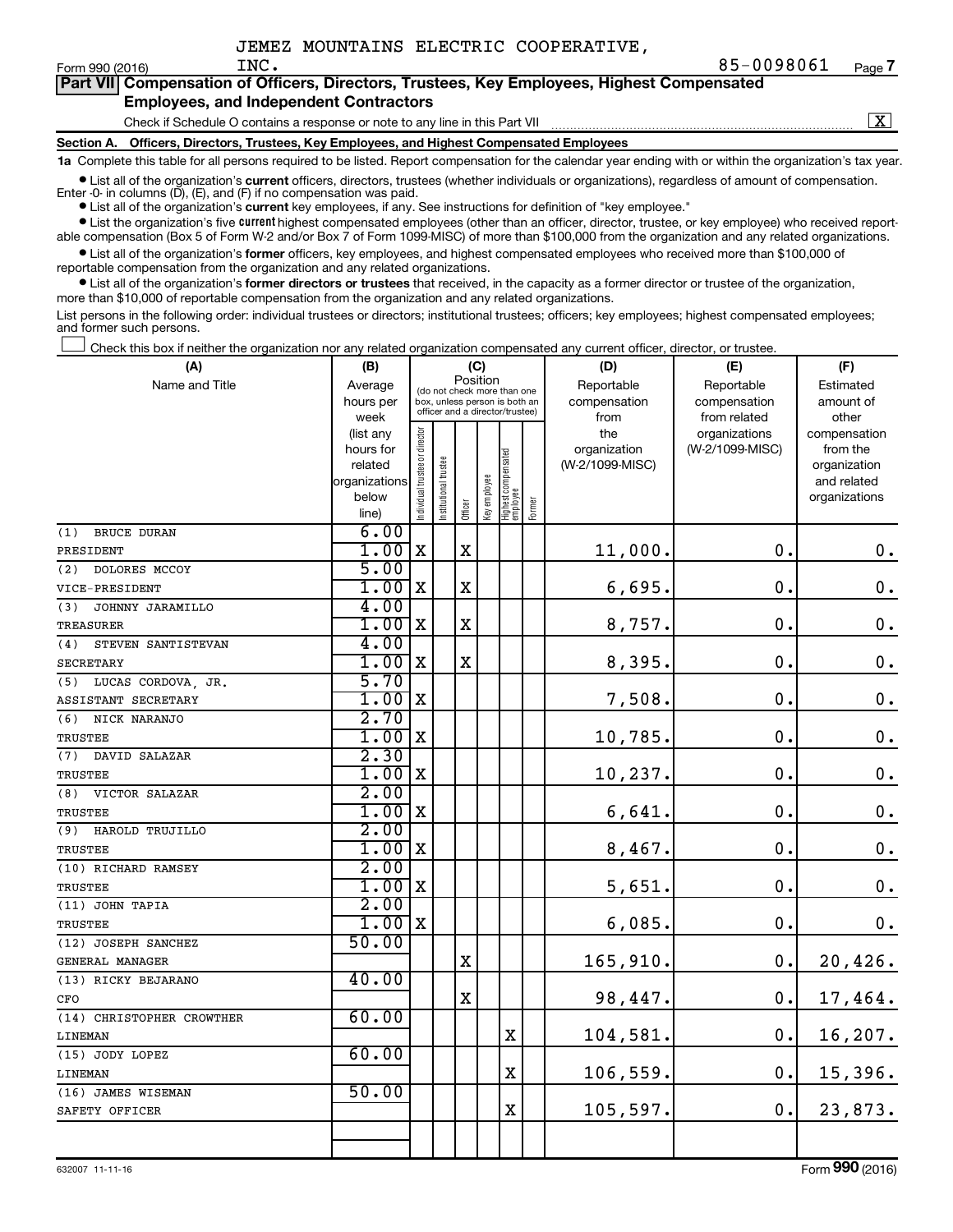JEMEZ MOUNTAINS ELECTRIC COOPERATIVE, INC. 85-0098061

Form 990 (2016) Page 7

## Part VII Compensation of Officers, Directors, Trustees, Key Employees, Highest Compensated Employees, and Independent Contractors

Check if Schedule O contains a response or note to any line in this Part VII [X]

### Section A. Officers, Directors, Trustees, Key Employees, and Highest Compensated Employees

**1a** Complete this table for all persons required to be listed. Report compensation for the calendar year ending with or within the organization's tax year.

- List all of the organization's **current** officers, directors, trustees (whether individuals or organizations), regardless of amount of compensation. Enter -0- in columns (D), (E), and (F) if no compensation was paid.
- List all of the organization's **current** key employees, if any. See instructions for definition of "key employee."
- List the organization's five **current** highest compensated employees (other than an officer, director, trustee, or key employee) who received reportable compensation (Box 5 of Form W-2 and/or Box 7 of Form 1099-MISC) of more than $100,000 from the organization and any related organizations.
- List all of the organization's **former** officers, key employees, and highest compensated employees who received more than $100,000 of reportable compensation from the organization and any related organizations.
- List all of the organization's **former directors or trustees** that received, in the capacity as a former director or trustee of the organization, more than $10,000 of reportable compensation from the organization and any related organizations.

List persons in the following order: individual trustees or directors; institutional trustees; officers; key employees; highest compensated employees; and former such persons.

[ ] Check this box if neither the organization nor any related organization compensated any current officer, director, or trustee.

| (A) Name and Title | (B) Average hours per week (list any hours for related organizations below line) | (C) Position: Individual trustee or director | Institutional trustee | Officer | Key employee | Highest compensated employee | Former | (D) Reportable compensation from the organization (W-2/1099-MISC) | (E) Reportable compensation from related organizations (W-2/1099-MISC) | (F) Estimated amount of other compensation from the organization and related organizations |
|---|---|---|---|---|---|---|---|---|---|---|
| (1) BRUCE DURAN<br>PRESIDENT | 6.00<br>1.00 | X | | X | | | | 11,000. | 0. | 0. |
| (2) DOLORES MCCOY<br>VICE-PRESIDENT | 5.00<br>1.00 | X | | X | | | | 6,695. | 0. | 0. |
| (3) JOHNNY JARAMILLO<br>TREASURER | 4.00<br>1.00 | X | | X | | | | 8,757. | 0. | 0. |
| (4) STEVEN SANTISTEVAN<br>SECRETARY | 4.00<br>1.00 | X | | X | | | | 8,395. | 0. | 0. |
| (5) LUCAS CORDOVA, JR.<br>ASSISTANT SECRETARY | 5.70<br>1.00 | X | | | | | | 7,508. | 0. | 0. |
| (6) NICK NARANJO<br>TRUSTEE | 2.70<br>1.00 | X | | | | | | 10,785. | 0. | 0. |
| (7) DAVID SALAZAR<br>TRUSTEE | 2.30<br>1.00 | X | | | | | | 10,237. | 0. | 0. |
| (8) VICTOR SALAZAR<br>TRUSTEE | 2.00<br>1.00 | X | | | | | | 6,641. | 0. | 0. |
| (9) HAROLD TRUJILLO<br>TRUSTEE | 2.00<br>1.00 | X | | | | | | 8,467. | 0. | 0. |
| (10) RICHARD RAMSEY<br>TRUSTEE | 2.00<br>1.00 | X | | | | | | 5,651. | 0. | 0. |
| (11) JOHN TAPIA<br>TRUSTEE | 2.00<br>1.00 | X | | | | | | 6,085. | 0. | 0. |
| (12) JOSEPH SANCHEZ<br>GENERAL MANAGER | 50.00 | | | X | | | | 165,910. | 0. | 20,426. |
| (13) RICKY BEJARANO<br>CFO | 40.00 | | | X | | | | 98,447. | 0. | 17,464. |
| (14) CHRISTOPHER CROWTHER<br>LINEMAN | 60.00 | | | | | X | | 104,581. | 0. | 16,207. |
| (15) JODY LOPEZ<br>LINEMAN | 60.00 | | | | | X | | 106,559. | 0. | 15,396. |
| (16) JAMES WISEMAN<br>SAFETY OFFICER | 50.00 | | | | | X | | 105,597. | 0. | 23,873. |

632007 11-11-16

Form 990 (2016)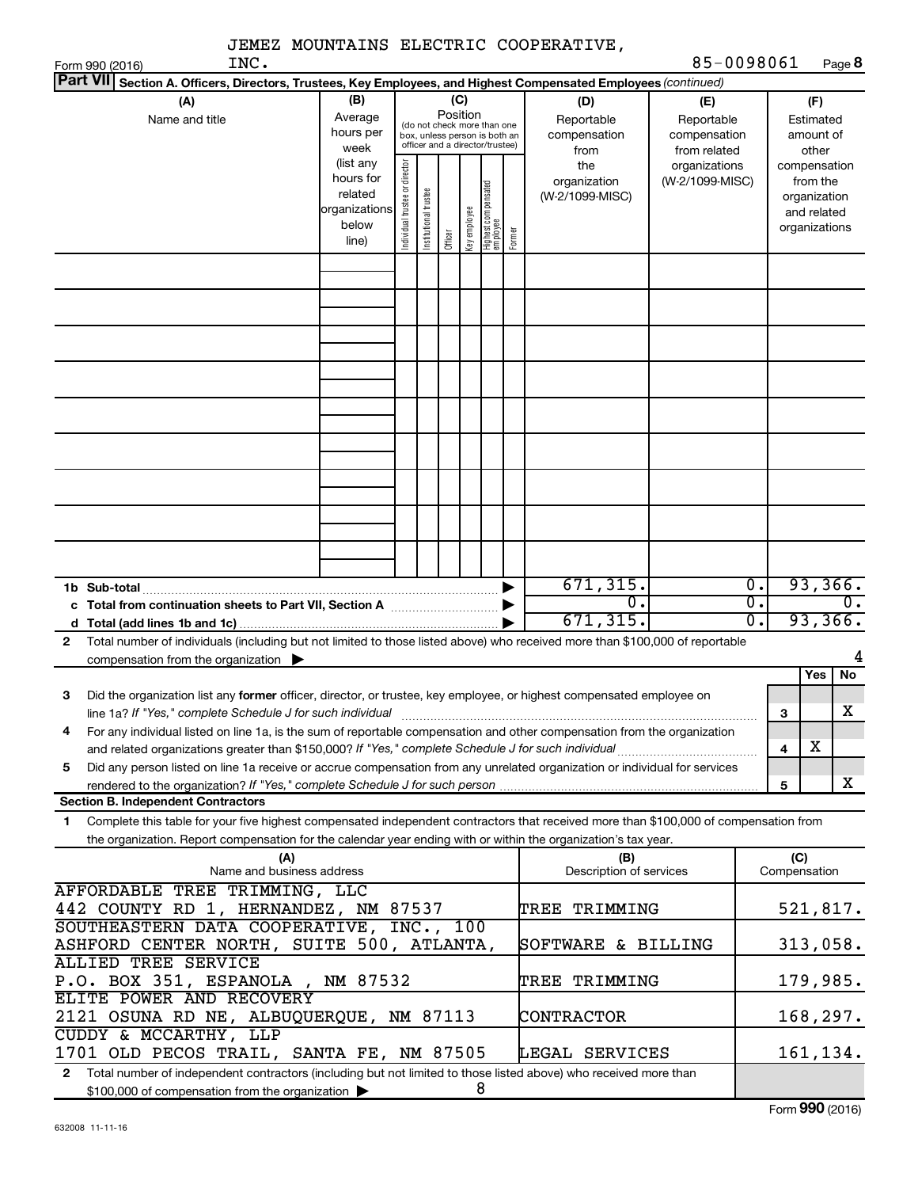JEMEZ MOUNTAINS ELECTRIC COOPERATIVE, INC.

85-0098061

Form 990 (2016)

**Part VII Section A. Officers, Directors, Trustees, Key Employees, and Highest Compensated Employees** *(continued)*

| (A) Name and title | (B) Average hours per week (list any hours for related organizations below line) | (C) Position (do not check more than one box, unless person is both an officer and a director/trustee) Individual trustee or director | Institutional trustee | Officer | Key employee | Highest compensated employee | Former | (D) Reportable compensation from the organization (W-2/1099-MISC) | (E) Reportable compensation from related organizations (W-2/1099-MISC) | (F) Estimated amount of other compensation from the organization and related organizations |
|---|---|---|---|---|---|---|---|---|---|---|
| | | | | | | | | | | |
| **1b Sub-total** | | | | | | | | 671,315. | 0. | 93,366. |
| **c Total from continuation sheets to Part VII, Section A** | | | | | | | | 0. | 0. | 0. |
| **d Total (add lines 1b and 1c)** | | | | | | | | 671,315. | 0. | 93,366. |

**2** Total number of individuals (including but not limited to those listed above) who received more than $100,000 of reportable compensation from the organization ▶ 4

| | | Yes | No |
|---|---|---|---|
| **3** Did the organization list any **former** officer, director, or trustee, key employee, or highest compensated employee on line 1a? *If "Yes," complete Schedule J for such individual* | 3 | | X |
| **4** For any individual listed on line 1a, is the sum of reportable compensation and other compensation from the organization and related organizations greater than $150,000? *If "Yes," complete Schedule J for such individual* | 4 | X | |
| **5** Did any person listed on line 1a receive or accrue compensation from any unrelated organization or individual for services rendered to the organization? *If "Yes," complete Schedule J for such person* | 5 | | X |

**Section B. Independent Contractors**

**1** Complete this table for your five highest compensated independent contractors that received more than $100,000 of compensation from the organization. Report compensation for the calendar year ending with or within the organization's tax year.

| (A) Name and business address | (B) Description of services | (C) Compensation |
|---|---|---|
| AFFORDABLE TREE TRIMMING, LLC 442 COUNTY RD 1, HERNANDEZ, NM 87537 | TREE TRIMMING | 521,817. |
| SOUTHEASTERN DATA COOPERATIVE, INC., 100 ASHFORD CENTER NORTH, SUITE 500, ATLANTA, | SOFTWARE & BILLING | 313,058. |
| ALLIED TREE SERVICE P.O. BOX 351, ESPANOLA , NM 87532 | TREE TRIMMING | 179,985. |
| ELITE POWER AND RECOVERY 2121 OSUNA RD NE, ALBUQUERQUE, NM 87113 | CONTRACTOR | 168,297. |
| CUDDY & MCCARTHY, LLP 1701 OLD PECOS TRAIL, SANTA FE, NM 87505 | LEGAL SERVICES | 161,134. |

**2** Total number of independent contractors (including but not limited to those listed above) who received more than $100,000 of compensation from the organization ▶ 8

Form **990** (2016)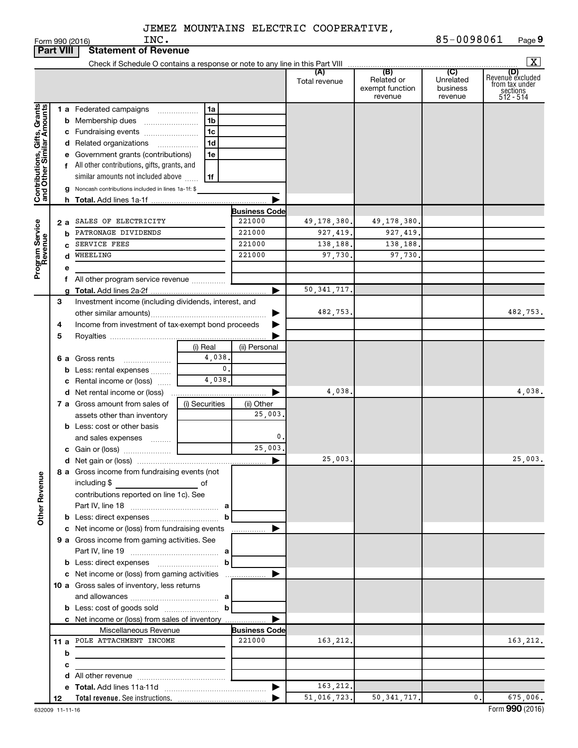JEMEZ MOUNTAINS ELECTRIC COOPERATIVE, INC. 85-0098061

Form 990 (2016)

**Part VIII | Statement of Revenue**

Check if Schedule O contains a response or note to any line in this Part VIII [X]

| | | | (A) Total revenue | (B) Related or exempt function revenue | (C) Unrelated business revenue | (D) Revenue excluded from tax under sections 512 - 514 |
|---|---|---|---|---|---|---|
| **Contributions, Gifts, Grants and Other Similar Amounts** | 1 a Federated campaigns | 1a | | | | |
| | b Membership dues | 1b | | | | |
| | c Fundraising events | 1c | | | | |
| | d Related organizations | 1d | | | | |
| | e Government grants (contributions) | 1e | | | | |
| | f All other contributions, gifts, grants, and similar amounts not included above | 1f | | | | |
| | g Noncash contributions included in lines 1a-1f: $ | | | | | |
| | h **Total.** Add lines 1a-1f | | | | | |
| **Program Service Revenue** | | **Business Code** | | | | |
| | 2 a SALES OF ELECTRICITY | 221000 | 49,178,380. | 49,178,380. | | |
| | b PATRONAGE DIVIDENDS | 221000 | 927,419. | 927,419. | | |
| | c SERVICE FEES | 221000 | 138,188. | 138,188. | | |
| | d WHEELING | 221000 | 97,730. | 97,730. | | |
| | e | | | | | |
| | f All other program service revenue | | | | | |
| | g **Total.** Add lines 2a-2f | | 50,341,717. | | | |
| **Other Revenue** | 3 Investment income (including dividends, interest, and other similar amounts) | | 482,753. | | | 482,753. |
| | 4 Income from investment of tax-exempt bond proceeds | | | | | |
| | 5 Royalties | | | | | |
| | | (i) Real / (ii) Personal | | | | |
| | 6 a Gross rents | (i) 4,038. | | | | |
| | b Less: rental expenses | (i) 0. | | | | |
| | c Rental income or (loss) | (i) 4,038. | | | | |
| | d Net rental income or (loss) | | 4,038. | | | 4,038. |
| | | (i) Securities / (ii) Other | | | | |
| | 7 a Gross amount from sales of assets other than inventory | (ii) 25,003. | | | | |
| | b Less: cost or other basis and sales expenses | (ii) 0. | | | | |
| | c Gain or (loss) | (ii) 25,003. | | | | |
| | d Net gain or (loss) | | 25,003. | | | 25,003. |
| | 8 a Gross income from fundraising events (not including $ ___ of contributions reported on line 1c). See Part IV, line 18 | a | | | | |
| | b Less: direct expenses | b | | | | |
| | c Net income or (loss) from fundraising events | | | | | |
| | 9 a Gross income from gaming activities. See Part IV, line 19 | a | | | | |
| | b Less: direct expenses | b | | | | |
| | c Net income or (loss) from gaming activities | | | | | |
| | 10 a Gross sales of inventory, less returns and allowances | a | | | | |
| | b Less: cost of goods sold | b | | | | |
| | c Net income or (loss) from sales of inventory | | | | | |
| | Miscellaneous Revenue | **Business Code** | | | | |
| | 11 a POLE ATTACHMENT INCOME | 221000 | 163,212. | | | 163,212. |
| | b | | | | | |
| | c | | | | | |
| | d All other revenue | | | | | |
| | e **Total.** Add lines 11a-11d | | 163,212. | | | |
| | 12 **Total revenue.** See instructions. | | 51,016,723. | 50,341,717. | 0. | 675,006. |

632009 11-11-16

Form **990** (2016)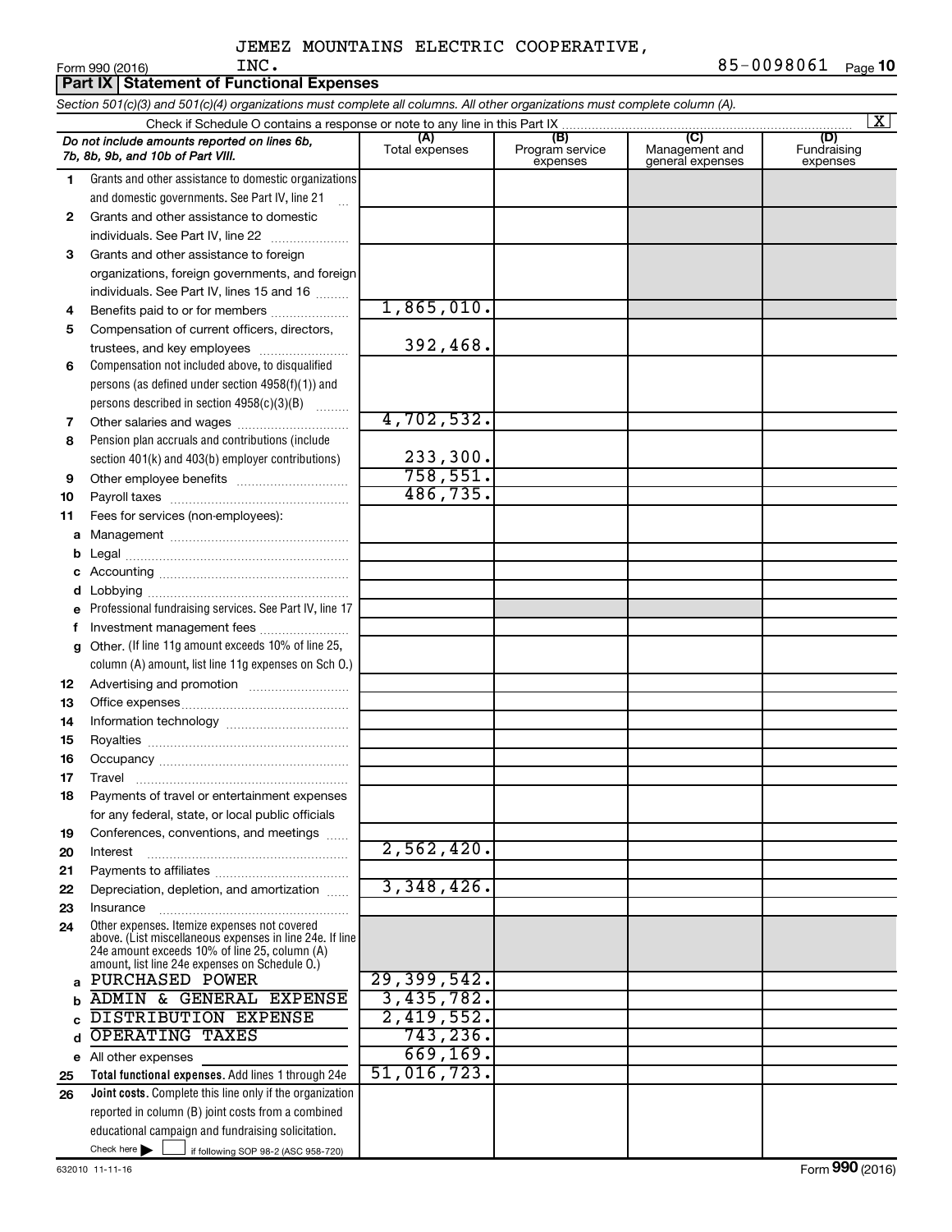JEMEZ MOUNTAINS ELECTRIC COOPERATIVE, INC.

85-0098061

Form 990 (2016)

## Part IX Statement of Functional Expenses

*Section 501(c)(3) and 501(c)(4) organizations must complete all columns. All other organizations must complete column (A).*

Check if Schedule O contains a response or note to any line in this Part IX [X]

| | *Do not include amounts reported on lines 6b, 7b, 8b, 9b, and 10b of Part VIII.* | (A) Total expenses | (B) Program service expenses | (C) Management and general expenses | (D) Fundraising expenses |
|---|---|---|---|---|---|
| 1 | Grants and other assistance to domestic organizations and domestic governments. See Part IV, line 21 | | | | |
| 2 | Grants and other assistance to domestic individuals. See Part IV, line 22 | | | | |
| 3 | Grants and other assistance to foreign organizations, foreign governments, and foreign individuals. See Part IV, lines 15 and 16 | | | | |
| 4 | Benefits paid to or for members | 1,865,010. | | | |
| 5 | Compensation of current officers, directors, trustees, and key employees | 392,468. | | | |
| 6 | Compensation not included above, to disqualified persons (as defined under section 4958(f)(1)) and persons described in section 4958(c)(3)(B) | | | | |
| 7 | Other salaries and wages | 4,702,532. | | | |
| 8 | Pension plan accruals and contributions (include section 401(k) and 403(b) employer contributions) | 233,300. | | | |
| 9 | Other employee benefits | 758,551. | | | |
| 10 | Payroll taxes | 486,735. | | | |
| 11 | Fees for services (non-employees): | | | | |
| a | Management | | | | |
| b | Legal | | | | |
| c | Accounting | | | | |
| d | Lobbying | | | | |
| e | Professional fundraising services. See Part IV, line 17 | | | | |
| f | Investment management fees | | | | |
| g | Other. (If line 11g amount exceeds 10% of line 25, column (A) amount, list line 11g expenses on Sch O.) | | | | |
| 12 | Advertising and promotion | | | | |
| 13 | Office expenses | | | | |
| 14 | Information technology | | | | |
| 15 | Royalties | | | | |
| 16 | Occupancy | | | | |
| 17 | Travel | | | | |
| 18 | Payments of travel or entertainment expenses for any federal, state, or local public officials | | | | |
| 19 | Conferences, conventions, and meetings | | | | |
| 20 | Interest | 2,562,420. | | | |
| 21 | Payments to affiliates | | | | |
| 22 | Depreciation, depletion, and amortization | 3,348,426. | | | |
| 23 | Insurance | | | | |
| 24 | Other expenses. Itemize expenses not covered above. (List miscellaneous expenses in line 24e. If line 24e amount exceeds 10% of line 25, column (A) amount, list line 24e expenses on Schedule O.) | | | | |
| a | PURCHASED POWER | 29,399,542. | | | |
| b | ADMIN & GENERAL EXPENSE | 3,435,782. | | | |
| c | DISTRIBUTION EXPENSE | 2,419,552. | | | |
| d | OPERATING TAXES | 743,236. | | | |
| e | All other expenses | 669,169. | | | |
| 25 | **Total functional expenses.** Add lines 1 through 24e | 51,016,723. | | | |
| 26 | **Joint costs.** Complete this line only if the organization reported in column (B) joint costs from a combined educational campaign and fundraising solicitation. Check here [ ] if following SOP 98-2 (ASC 958-720) | | | | |

632010 11-11-16

Form **990** (2016)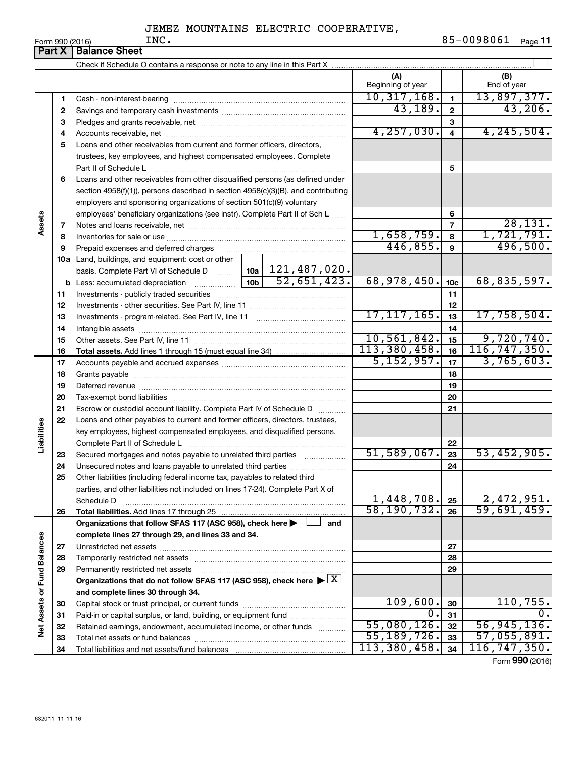JEMEZ MOUNTAINS ELECTRIC COOPERATIVE, INC. 85-0098061

Form 990 (2016)

## Part X Balance Sheet

Check if Schedule O contains a response or note to any line in this Part X

| | | | | (A) Beginning of year | | (B) End of year |
|---|---|---|---|---|---|---|
| **Assets** | 1 | Cash - non-interest-bearing | | 10,317,168. | 1 | 13,897,377. |
| | 2 | Savings and temporary cash investments | | 43,189. | 2 | 43,206. |
| | 3 | Pledges and grants receivable, net | | | 3 | |
| | 4 | Accounts receivable, net | | 4,257,030. | 4 | 4,245,504. |
| | 5 | Loans and other receivables from current and former officers, directors, trustees, key employees, and highest compensated employees. Complete Part II of Schedule L | | | 5 | |
| | 6 | Loans and other receivables from other disqualified persons (as defined under section 4958(f)(1)), persons described in section 4958(c)(3)(B), and contributing employers and sponsoring organizations of section 501(c)(9) voluntary employees' beneficiary organizations (see instr). Complete Part II of Sch L | | | 6 | |
| | 7 | Notes and loans receivable, net | | | 7 | 28,131. |
| | 8 | Inventories for sale or use | | 1,658,759. | 8 | 1,721,791. |
| | 9 | Prepaid expenses and deferred charges | | 446,855. | 9 | 496,500. |
| | 10a | Land, buildings, and equipment: cost or other basis. Complete Part VI of Schedule D | 10a 121,487,020. | | | |
| | b | Less: accumulated depreciation | 10b 52,651,423. | 68,978,450. | 10c | 68,835,597. |
| | 11 | Investments - publicly traded securities | | | 11 | |
| | 12 | Investments - other securities. See Part IV, line 11 | | | 12 | |
| | 13 | Investments - program-related. See Part IV, line 11 | | 17,117,165. | 13 | 17,758,504. |
| | 14 | Intangible assets | | | 14 | |
| | 15 | Other assets. See Part IV, line 11 | | 10,561,842. | 15 | 9,720,740. |
| | 16 | **Total assets.** Add lines 1 through 15 (must equal line 34) | | 113,380,458. | 16 | 116,747,350. |
| **Liabilities** | 17 | Accounts payable and accrued expenses | | 5,152,957. | 17 | 3,765,603. |
| | 18 | Grants payable | | | 18 | |
| | 19 | Deferred revenue | | | 19 | |
| | 20 | Tax-exempt bond liabilities | | | 20 | |
| | 21 | Escrow or custodial account liability. Complete Part IV of Schedule D | | | 21 | |
| | 22 | Loans and other payables to current and former officers, directors, trustees, key employees, highest compensated employees, and disqualified persons. Complete Part II of Schedule L | | | 22 | |
| | 23 | Secured mortgages and notes payable to unrelated third parties | | 51,589,067. | 23 | 53,452,905. |
| | 24 | Unsecured notes and loans payable to unrelated third parties | | | 24 | |
| | 25 | Other liabilities (including federal income tax, payables to related third parties, and other liabilities not included on lines 17-24). Complete Part X of Schedule D | | 1,448,708. | 25 | 2,472,951. |
| | 26 | **Total liabilities.** Add lines 17 through 25 | | 58,190,732. | 26 | 59,691,459. |
| **Net Assets or Fund Balances** | | **Organizations that follow SFAS 117 (ASC 958), check here ☐ and complete lines 27 through 29, and lines 33 and 34.** | | | | |
| | 27 | Unrestricted net assets | | | 27 | |
| | 28 | Temporarily restricted net assets | | | 28 | |
| | 29 | Permanently restricted net assets | | | 29 | |
| | | **Organizations that do not follow SFAS 117 (ASC 958), check here ☒ and complete lines 30 through 34.** | | | | |
| | 30 | Capital stock or trust principal, or current funds | | 109,600. | 30 | 110,755. |
| | 31 | Paid-in or capital surplus, or land, building, or equipment fund | | 0. | 31 | 0. |
| | 32 | Retained earnings, endowment, accumulated income, or other funds | | 55,080,126. | 32 | 56,945,136. |
| | 33 | Total net assets or fund balances | | 55,189,726. | 33 | 57,055,891. |
| | 34 | Total liabilities and net assets/fund balances | | 113,380,458. | 34 | 116,747,350. |

Form **990** (2016)

632011 11-11-16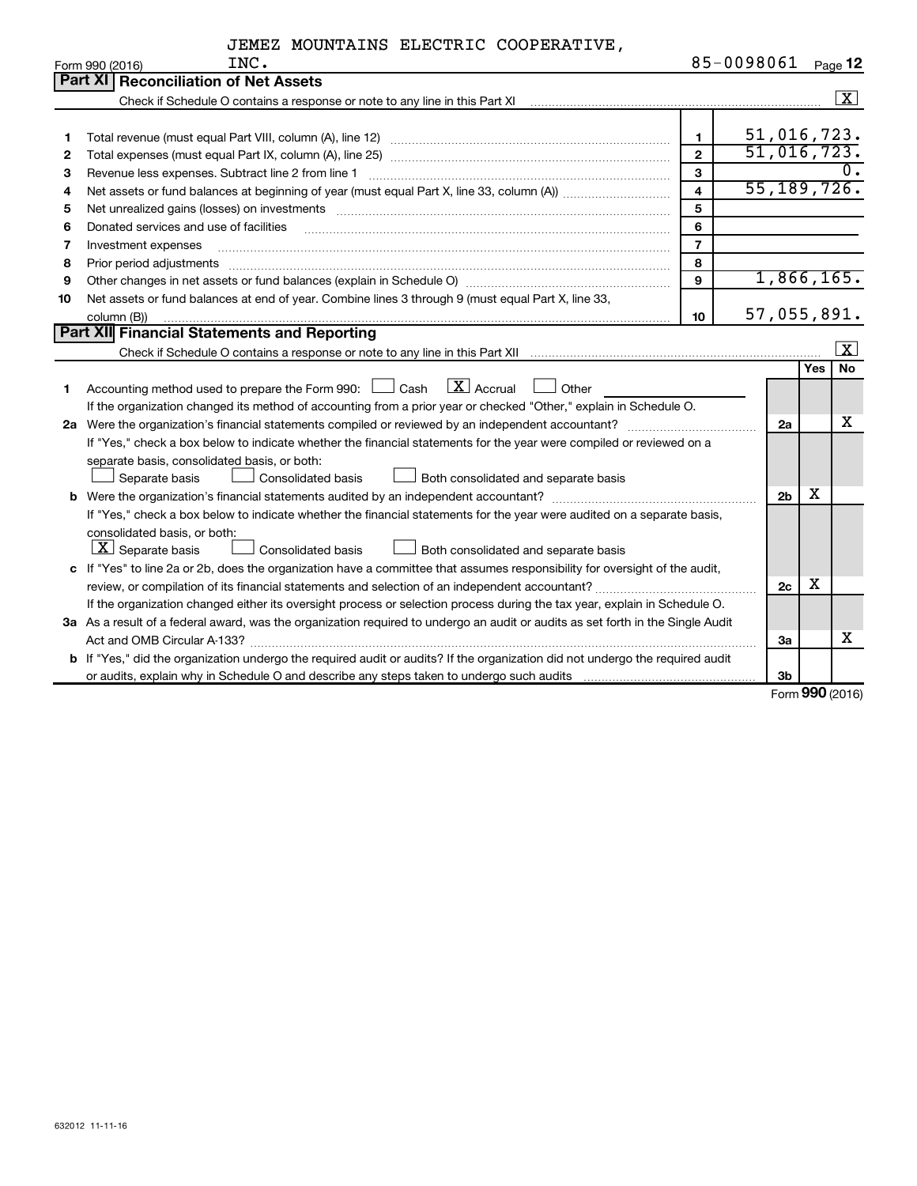JEMEZ MOUNTAINS ELECTRIC COOPERATIVE, INC. 85-0098061

Form 990 (2016)

## Part XI Reconciliation of Net Assets

Check if Schedule O contains a response or note to any line in this Part XI .......... [X]

| | | | |
|---|---|---|---|
| 1 | Total revenue (must equal Part VIII, column (A), line 12) | 1 | 51,016,723. |
| 2 | Total expenses (must equal Part IX, column (A), line 25) | 2 | 51,016,723. |
| 3 | Revenue less expenses. Subtract line 2 from line 1 | 3 | 0. |
| 4 | Net assets or fund balances at beginning of year (must equal Part X, line 33, column (A)) | 4 | 55,189,726. |
| 5 | Net unrealized gains (losses) on investments | 5 | |
| 6 | Donated services and use of facilities | 6 | |
| 7 | Investment expenses | 7 | |
| 8 | Prior period adjustments | 8 | |
| 9 | Other changes in net assets or fund balances (explain in Schedule O) | 9 | 1,866,165. |
| 10 | Net assets or fund balances at end of year. Combine lines 3 through 9 (must equal Part X, line 33, column (B)) | 10 | 57,055,891. |

## Part XII Financial Statements and Reporting

Check if Schedule O contains a response or note to any line in this Part XII .......... [X]

| | | | Yes | No |
|---|---|---|---|---|
| 1 | Accounting method used to prepare the Form 990: [ ] Cash [X] Accrual [ ] Other<br>If the organization changed its method of accounting from a prior year or checked "Other," explain in Schedule O. | | | |
| 2a | Were the organization's financial statements compiled or reviewed by an independent accountant?<br>If "Yes," check a box below to indicate whether the financial statements for the year were compiled or reviewed on a separate basis, consolidated basis, or both:<br>[ ] Separate basis [ ] Consolidated basis [ ] Both consolidated and separate basis | 2a | | X |
| b | Were the organization's financial statements audited by an independent accountant?<br>If "Yes," check a box below to indicate whether the financial statements for the year were audited on a separate basis, consolidated basis, or both:<br>[X] Separate basis [ ] Consolidated basis [ ] Both consolidated and separate basis | 2b | X | |
| c | If "Yes" to line 2a or 2b, does the organization have a committee that assumes responsibility for oversight of the audit, review, or compilation of its financial statements and selection of an independent accountant?<br>If the organization changed either its oversight process or selection process during the tax year, explain in Schedule O. | 2c | X | |
| 3a | As a result of a federal award, was the organization required to undergo an audit or audits as set forth in the Single Audit Act and OMB Circular A-133? | 3a | | X |
| b | If "Yes," did the organization undergo the required audit or audits? If the organization did not undergo the required audit or audits, explain why in Schedule O and describe any steps taken to undergo such audits | 3b | | |

Form 990 (2016)

632012 11-11-16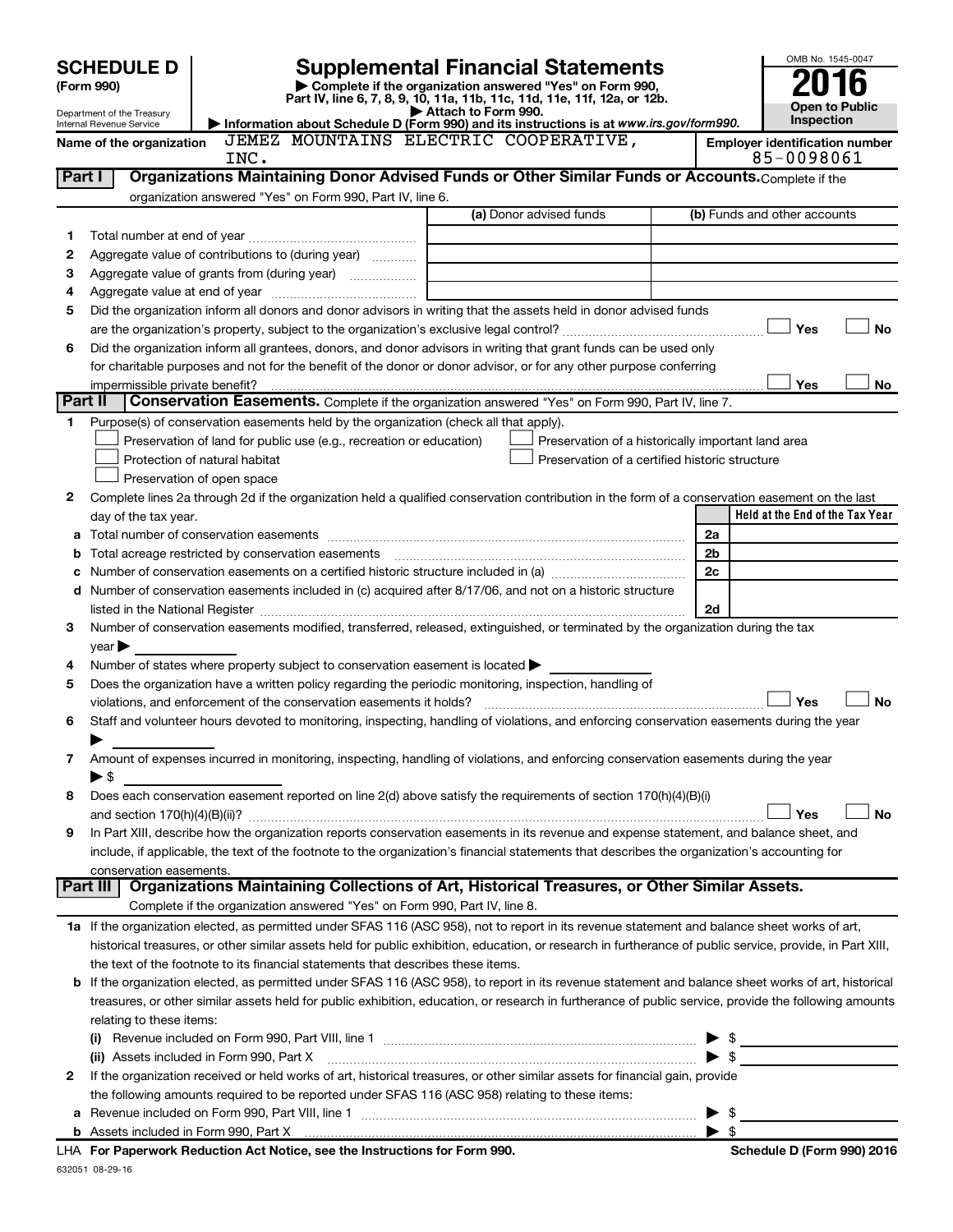# SCHEDULE D (Form 990)

Department of the Treasury
Internal Revenue Service

## Supplemental Financial Statements

▶ Complete if the organization answered "Yes" on Form 990, Part IV, line 6, 7, 8, 9, 10, 11a, 11b, 11c, 11d, 11e, 11f, 12a, or 12b.

▶ Attach to Form 990.

▶ Information about Schedule D (Form 990) and its instructions is at *www.irs.gov/form990.*

OMB No. 1545-0047

**2016**

**Open to Public Inspection**

**Name of the organization:** JEMEZ MOUNTAINS ELECTRIC COOPERATIVE, INC.

**Employer identification number:** 85-0098061

### Part I — Organizations Maintaining Donor Advised Funds or Other Similar Funds or Accounts.

Complete if the organization answered "Yes" on Form 990, Part IV, line 6.

| | | (a) Donor advised funds | (b) Funds and other accounts |
|---|---|---|---|
| 1 | Total number at end of year | | |
| 2 | Aggregate value of contributions to (during year) | | |
| 3 | Aggregate value of grants from (during year) | | |
| 4 | Aggregate value at end of year | | |

5 Did the organization inform all donors and donor advisors in writing that the assets held in donor advised funds are the organization's property, subject to the organization's exclusive legal control? ☐ Yes ☐ No

6 Did the organization inform all grantees, donors, and donor advisors in writing that grant funds can be used only for charitable purposes and not for the benefit of the donor or donor advisor, or for any other purpose conferring impermissible private benefit? ☐ Yes ☐ No

### Part II — Conservation Easements.

Complete if the organization answered "Yes" on Form 990, Part IV, line 7.

1 Purpose(s) of conservation easements held by the organization (check all that apply).

- ☐ Preservation of land for public use (e.g., recreation or education)
- ☐ Preservation of a historically important land area
- ☐ Protection of natural habitat
- ☐ Preservation of a certified historic structure
- ☐ Preservation of open space

2 Complete lines 2a through 2d if the organization held a qualified conservation contribution in the form of a conservation easement on the last day of the tax year.

| | | | Held at the End of the Tax Year |
|---|---|---|---|
| a | Total number of conservation easements | 2a | |
| b | Total acreage restricted by conservation easements | 2b | |
| c | Number of conservation easements on a certified historic structure included in (a) | 2c | |
| d | Number of conservation easements included in (c) acquired after 8/17/06, and not on a historic structure listed in the National Register | 2d | |

3 Number of conservation easements modified, transferred, released, extinguished, or terminated by the organization during the tax year ▶

4 Number of states where property subject to conservation easement is located ▶

5 Does the organization have a written policy regarding the periodic monitoring, inspection, handling of violations, and enforcement of the conservation easements it holds? ☐ Yes ☐ No

6 Staff and volunteer hours devoted to monitoring, inspecting, handling of violations, and enforcing conservation easements during the year ▶

7 Amount of expenses incurred in monitoring, inspecting, handling of violations, and enforcing conservation easements during the year ▶ $

8 Does each conservation easement reported on line 2(d) above satisfy the requirements of section 170(h)(4)(B)(i) and section 170(h)(4)(B)(ii)? ☐ Yes ☐ No

9 In Part XIII, describe how the organization reports conservation easements in its revenue and expense statement, and balance sheet, and include, if applicable, the text of the footnote to the organization's financial statements that describes the organization's accounting for conservation easements.

### Part III — Organizations Maintaining Collections of Art, Historical Treasures, or Other Similar Assets.

Complete if the organization answered "Yes" on Form 990, Part IV, line 8.

1a If the organization elected, as permitted under SFAS 116 (ASC 958), not to report in its revenue statement and balance sheet works of art, historical treasures, or other similar assets held for public exhibition, education, or research in furtherance of public service, provide, in Part XIII, the text of the footnote to its financial statements that describes these items.

b If the organization elected, as permitted under SFAS 116 (ASC 958), to report in its revenue statement and balance sheet works of art, historical treasures, or other similar assets held for public exhibition, education, or research in furtherance of public service, provide the following amounts relating to these items:

(i) Revenue included on Form 990, Part VIII, line 1 ▶ $

(ii) Assets included in Form 990, Part X ▶ $

2 If the organization received or held works of art, historical treasures, or other similar assets for financial gain, provide the following amounts required to be reported under SFAS 116 (ASC 958) relating to these items:

a Revenue included on Form 990, Part VIII, line 1 ▶ $

b Assets included in Form 990, Part X ▶ $

LHA For Paperwork Reduction Act Notice, see the Instructions for Form 990. Schedule D (Form 990) 2016

632051 08-29-16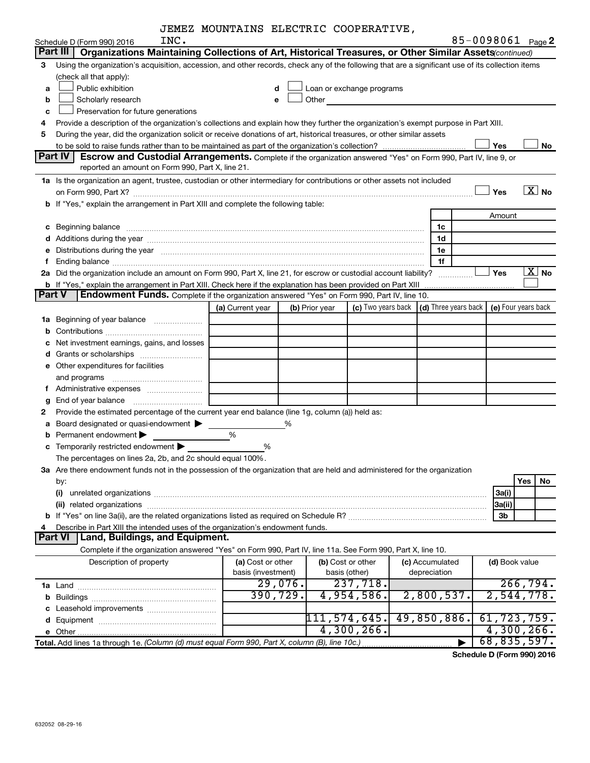JEMEZ MOUNTAINS ELECTRIC COOPERATIVE, INC. 85-0098061

Schedule D (Form 990) 2016 Page 2

**Part III** **Organizations Maintaining Collections of Art, Historical Treasures, or Other Similar Assets** *(continued)*

3 Using the organization's acquisition, accession, and other records, check any of the following that are a significant use of its collection items (check all that apply):

a ☐ Public exhibition
b ☐ Scholarly research
c ☐ Preservation for future generations
d ☐ Loan or exchange programs
e ☐ Other

4 Provide a description of the organization's collections and explain how they further the organization's exempt purpose in Part XIII.

5 During the year, did the organization solicit or receive donations of art, historical treasures, or other similar assets to be sold to raise funds rather than to be maintained as part of the organization's collection? ☐ Yes ☐ No

**Part IV** **Escrow and Custodial Arrangements.** Complete if the organization answered "Yes" on Form 990, Part IV, line 9, or reported an amount on Form 990, Part X, line 21.

1a Is the organization an agent, trustee, custodian or other intermediary for contributions or other assets not included on Form 990, Part X? ☐ Yes ☒ No

b If "Yes," explain the arrangement in Part XIII and complete the following table:

| | | Amount |
|---|---|---|
| c Beginning balance | 1c | |
| d Additions during the year | 1d | |
| e Distributions during the year | 1e | |
| f Ending balance | 1f | |

2a Did the organization include an amount on Form 990, Part X, line 21, for escrow or custodial account liability? ☐ Yes ☒ No

b If "Yes," explain the arrangement in Part XIII. Check here if the explanation has been provided on Part XIII ☐

**Part V** **Endowment Funds.** Complete if the organization answered "Yes" on Form 990, Part IV, line 10.

| | (a) Current year | (b) Prior year | (c) Two years back | (d) Three years back | (e) Four years back |
|---|---|---|---|---|---|
| 1a Beginning of year balance | | | | | |
| b Contributions | | | | | |
| c Net investment earnings, gains, and losses | | | | | |
| d Grants or scholarships | | | | | |
| e Other expenditures for facilities and programs | | | | | |
| f Administrative expenses | | | | | |
| g End of year balance | | | | | |

2 Provide the estimated percentage of the current year end balance (line 1g, column (a)) held as:

a Board designated or quasi-endowment ▶ %
b Permanent endowment ▶ %
c Temporarily restricted endowment ▶ %

The percentages on lines 2a, 2b, and 2c should equal 100%.

3a Are there endowment funds not in the possession of the organization that are held and administered for the organization by:

| | | Yes | No |
|---|---|---|---|
| (i) unrelated organizations | 3a(i) | | |
| (ii) related organizations | 3a(ii) | | |
| b If "Yes" on line 3a(ii), are the related organizations listed as required on Schedule R? | 3b | | |

4 Describe in Part XIII the intended uses of the organization's endowment funds.

**Part VI** **Land, Buildings, and Equipment.**

Complete if the organization answered "Yes" on Form 990, Part IV, line 11a. See Form 990, Part X, line 10.

| Description of property | (a) Cost or other basis (investment) | (b) Cost or other basis (other) | (c) Accumulated depreciation | (d) Book value |
|---|---|---|---|---|
| 1a Land | 29,076. | 237,718. | | 266,794. |
| b Buildings | 390,729. | 4,954,586. | 2,800,537. | 2,544,778. |
| c Leasehold improvements | | | | |
| d Equipment | | 111,574,645. | 49,850,886. | 61,723,759. |
| e Other | | 4,300,266. | | 4,300,266. |
| **Total.** Add lines 1a through 1e. *(Column (d) must equal Form 990, Part X, column (B), line 10c.)* ▶ | | | | 68,835,597. |

**Schedule D (Form 990) 2016**

632052 08-29-16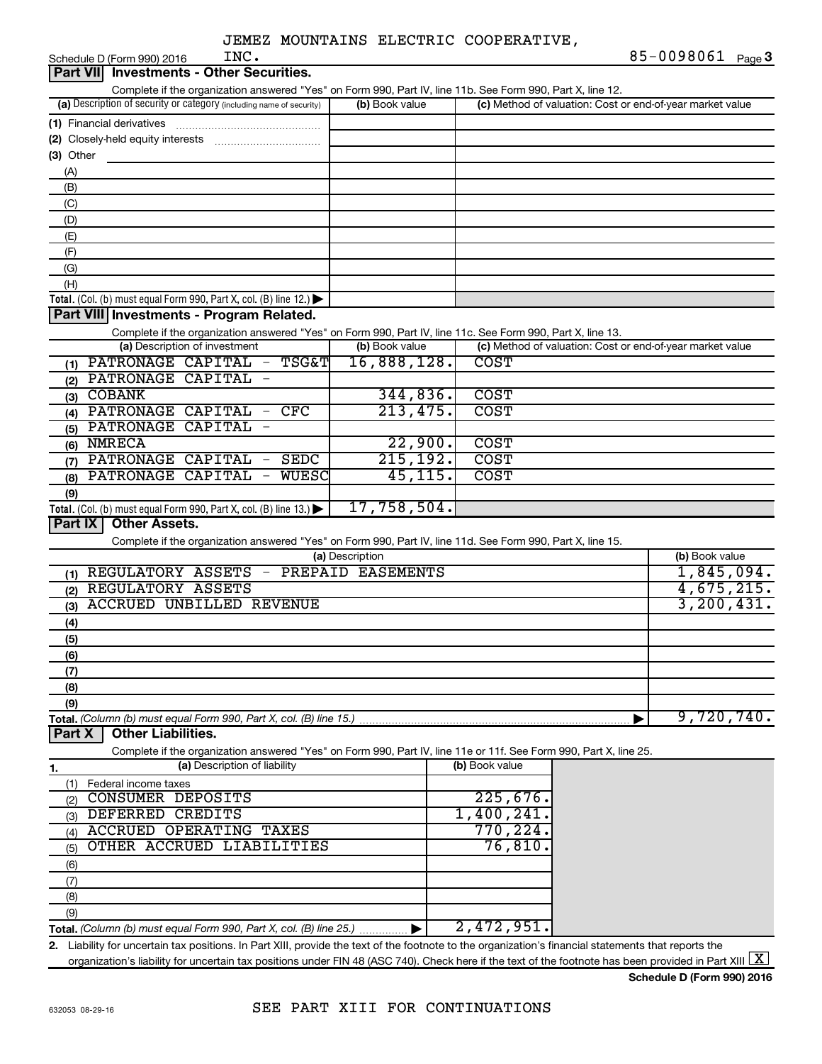JEMEZ MOUNTAINS ELECTRIC COOPERATIVE, INC. 85-0098061

Schedule D (Form 990) 2016

## Part VII Investments - Other Securities.

Complete if the organization answered "Yes" on Form 990, Part IV, line 11b. See Form 990, Part X, line 12.

| (a) Description of security or category (including name of security) | (b) Book value | (c) Method of valuation: Cost or end-of-year market value |
|---|---|---|
| (1) Financial derivatives | | |
| (2) Closely-held equity interests | | |
| (3) Other | | |
| (A) | | |
| (B) | | |
| (C) | | |
| (D) | | |
| (E) | | |
| (F) | | |
| (G) | | |
| (H) | | |
| Total. (Col. (b) must equal Form 990, Part X, col. (B) line 12.) | | |

## Part VIII Investments - Program Related.

Complete if the organization answered "Yes" on Form 990, Part IV, line 11c. See Form 990, Part X, line 13.

| (a) Description of investment | (b) Book value | (c) Method of valuation: Cost or end-of-year market value |
|---|---|---|
| (1) PATRONAGE CAPITAL - TSG&T | 16,888,128. | COST |
| (2) PATRONAGE CAPITAL - | | |
| (3) COBANK | 344,836. | COST |
| (4) PATRONAGE CAPITAL - CFC | 213,475. | COST |
| (5) PATRONAGE CAPITAL - | | |
| (6) NMRECA | 22,900. | COST |
| (7) PATRONAGE CAPITAL - SEDC | 215,192. | COST |
| (8) PATRONAGE CAPITAL - WUESC | 45,115. | COST |
| (9) | | |
| Total. (Col. (b) must equal Form 990, Part X, col. (B) line 13.) | 17,758,504. | |

## Part IX Other Assets.

Complete if the organization answered "Yes" on Form 990, Part IV, line 11d. See Form 990, Part X, line 15.

| (a) Description | (b) Book value |
|---|---|
| (1) REGULATORY ASSETS - PREPAID EASEMENTS | 1,845,094. |
| (2) REGULATORY ASSETS | 4,675,215. |
| (3) ACCRUED UNBILLED REVENUE | 3,200,431. |
| (4) | |
| (5) | |
| (6) | |
| (7) | |
| (8) | |
| (9) | |
| Total. (Column (b) must equal Form 990, Part X, col. (B) line 15.) | 9,720,740. |

## Part X Other Liabilities.

Complete if the organization answered "Yes" on Form 990, Part IV, line 11e or 11f. See Form 990, Part X, line 25.

| 1. (a) Description of liability | (b) Book value |
|---|---|
| (1) Federal income taxes | |
| (2) CONSUMER DEPOSITS | 225,676. |
| (3) DEFERRED CREDITS | 1,400,241. |
| (4) ACCRUED OPERATING TAXES | 770,224. |
| (5) OTHER ACCRUED LIABILITIES | 76,810. |
| (6) | |
| (7) | |
| (8) | |
| (9) | |
| Total. (Column (b) must equal Form 990, Part X, col. (B) line 25.) | 2,472,951. |

2. Liability for uncertain tax positions. In Part XIII, provide the text of the footnote to the organization's financial statements that reports the organization's liability for uncertain tax positions under FIN 48 (ASC 740). Check here if the text of the footnote has been provided in Part XIII [X]

Schedule D (Form 990) 2016

SEE PART XIII FOR CONTINUATIONS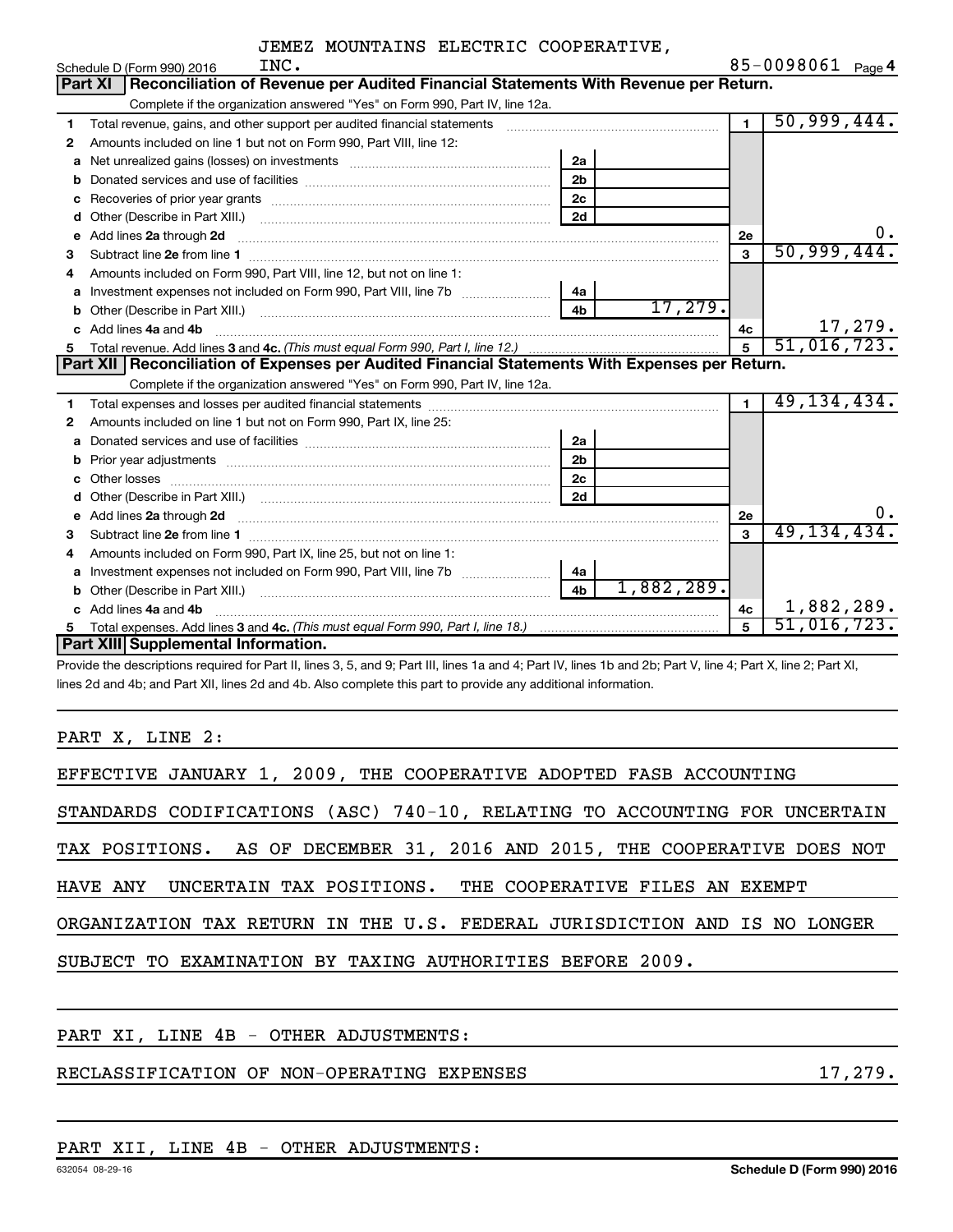JEMEZ MOUNTAINS ELECTRIC COOPERATIVE, INC.

Schedule D (Form 990) 2016 85-0098061 Page 4

## Part XI Reconciliation of Revenue per Audited Financial Statements With Revenue per Return.

Complete if the organization answered "Yes" on Form 990, Part IV, line 12a.

| | | | | | |
|---|---|---|---|---|---|
| 1 | Total revenue, gains, and other support per audited financial statements | | | 1 | 50,999,444. |
| 2 | Amounts included on line 1 but not on Form 990, Part VIII, line 12: | | | | |
| a | Net unrealized gains (losses) on investments | 2a | | | |
| b | Donated services and use of facilities | 2b | | | |
| c | Recoveries of prior year grants | 2c | | | |
| d | Other (Describe in Part XIII.) | 2d | | | |
| e | Add lines 2a through 2d | | | 2e | 0. |
| 3 | Subtract line 2e from line 1 | | | 3 | 50,999,444. |
| 4 | Amounts included on Form 990, Part VIII, line 12, but not on line 1: | | | | |
| a | Investment expenses not included on Form 990, Part VIII, line 7b | 4a | | | |
| b | Other (Describe in Part XIII.) | 4b | 17,279. | | |
| c | Add lines 4a and 4b | | | 4c | 17,279. |
| 5 | Total revenue. Add lines 3 and 4c. *(This must equal Form 990, Part I, line 12.)* | | | 5 | 51,016,723. |

## Part XII Reconciliation of Expenses per Audited Financial Statements With Expenses per Return.

Complete if the organization answered "Yes" on Form 990, Part IV, line 12a.

| | | | | | |
|---|---|---|---|---|---|
| 1 | Total expenses and losses per audited financial statements | | | 1 | 49,134,434. |
| 2 | Amounts included on line 1 but not on Form 990, Part IX, line 25: | | | | |
| a | Donated services and use of facilities | 2a | | | |
| b | Prior year adjustments | 2b | | | |
| c | Other losses | 2c | | | |
| d | Other (Describe in Part XIII.) | 2d | | | |
| e | Add lines 2a through 2d | | | 2e | 0. |
| 3 | Subtract line 2e from line 1 | | | 3 | 49,134,434. |
| 4 | Amounts included on Form 990, Part IX, line 25, but not on line 1: | | | | |
| a | Investment expenses not included on Form 990, Part VIII, line 7b | 4a | | | |
| b | Other (Describe in Part XIII.) | 4b | 1,882,289. | | |
| c | Add lines 4a and 4b | | | 4c | 1,882,289. |
| 5 | Total expenses. Add lines 3 and 4c. *(This must equal Form 990, Part I, line 18.)* | | | 5 | 51,016,723. |

## Part XIII Supplemental Information.

Provide the descriptions required for Part II, lines 3, 5, and 9; Part III, lines 1a and 4; Part IV, lines 1b and 2b; Part V, line 4; Part X, line 2; Part XI, lines 2d and 4b; and Part XII, lines 2d and 4b. Also complete this part to provide any additional information.

PART X, LINE 2:

EFFECTIVE JANUARY 1, 2009, THE COOPERATIVE ADOPTED FASB ACCOUNTING STANDARDS CODIFICATIONS (ASC) 740-10, RELATING TO ACCOUNTING FOR UNCERTAIN TAX POSITIONS. AS OF DECEMBER 31, 2016 AND 2015, THE COOPERATIVE DOES NOT HAVE ANY UNCERTAIN TAX POSITIONS. THE COOPERATIVE FILES AN EXEMPT ORGANIZATION TAX RETURN IN THE U.S. FEDERAL JURISDICTION AND IS NO LONGER SUBJECT TO EXAMINATION BY TAXING AUTHORITIES BEFORE 2009.

PART XI, LINE 4B - OTHER ADJUSTMENTS:

RECLASSIFICATION OF NON-OPERATING EXPENSES 17,279.

PART XII, LINE 4B - OTHER ADJUSTMENTS:

632054 08-29-16 Schedule D (Form 990) 2016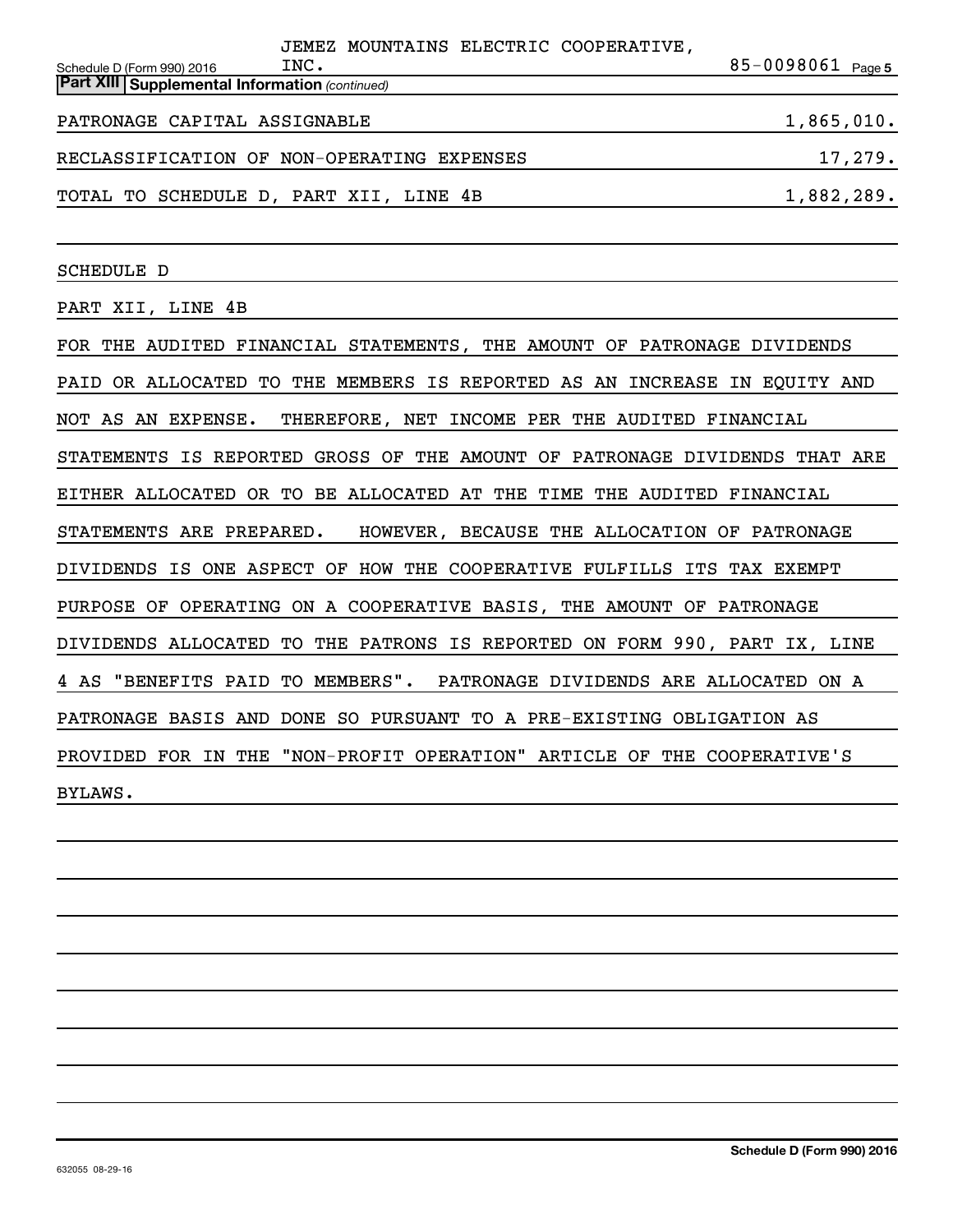JEMEZ MOUNTAINS ELECTRIC COOPERATIVE, INC. 85-0098061

Schedule D (Form 990) 2016

**Part XIII | Supplemental Information** *(continued)*

| | |
|---|---|
| PATRONAGE CAPITAL ASSIGNABLE | 1,865,010. |
| RECLASSIFICATION OF NON-OPERATING EXPENSES | 17,279. |
| TOTAL TO SCHEDULE D, PART XII, LINE 4B | 1,882,289. |

SCHEDULE D

PART XII, LINE 4B

FOR THE AUDITED FINANCIAL STATEMENTS, THE AMOUNT OF PATRONAGE DIVIDENDS PAID OR ALLOCATED TO THE MEMBERS IS REPORTED AS AN INCREASE IN EQUITY AND NOT AS AN EXPENSE. THEREFORE, NET INCOME PER THE AUDITED FINANCIAL STATEMENTS IS REPORTED GROSS OF THE AMOUNT OF PATRONAGE DIVIDENDS THAT ARE EITHER ALLOCATED OR TO BE ALLOCATED AT THE TIME THE AUDITED FINANCIAL STATEMENTS ARE PREPARED. HOWEVER, BECAUSE THE ALLOCATION OF PATRONAGE DIVIDENDS IS ONE ASPECT OF HOW THE COOPERATIVE FULFILLS ITS TAX EXEMPT PURPOSE OF OPERATING ON A COOPERATIVE BASIS, THE AMOUNT OF PATRONAGE DIVIDENDS ALLOCATED TO THE PATRONS IS REPORTED ON FORM 990, PART IX, LINE 4 AS "BENEFITS PAID TO MEMBERS". PATRONAGE DIVIDENDS ARE ALLOCATED ON A PATRONAGE BASIS AND DONE SO PURSUANT TO A PRE-EXISTING OBLIGATION AS PROVIDED FOR IN THE "NON-PROFIT OPERATION" ARTICLE OF THE COOPERATIVE'S BYLAWS.

632055 08-29-16

**Schedule D (Form 990) 2016**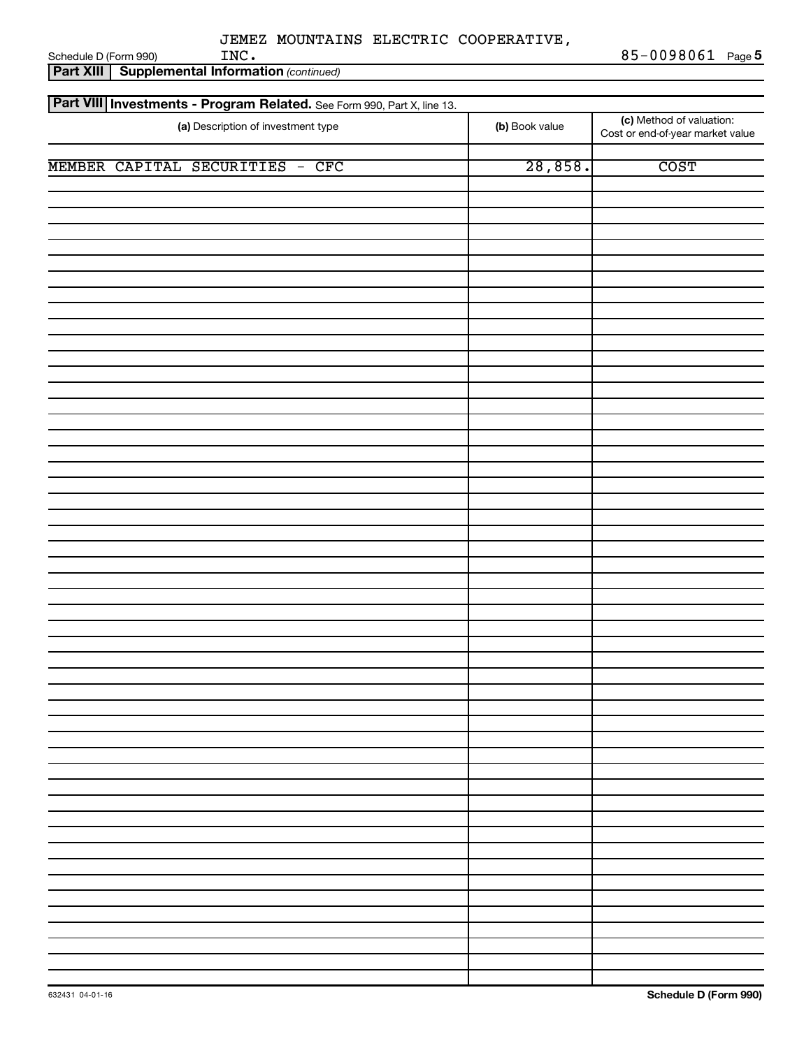JEMEZ MOUNTAINS ELECTRIC COOPERATIVE, INC. 85-0098061

**Part XIII | Supplemental Information** *(continued)*

## Part VIII Investments - Program Related. See Form 990, Part X, line 13.

| (a) Description of investment type | (b) Book value | (c) Method of valuation: Cost or end-of-year market value |
|---|---|---|
| MEMBER CAPITAL SECURITIES - CFC | 28,858. | COST |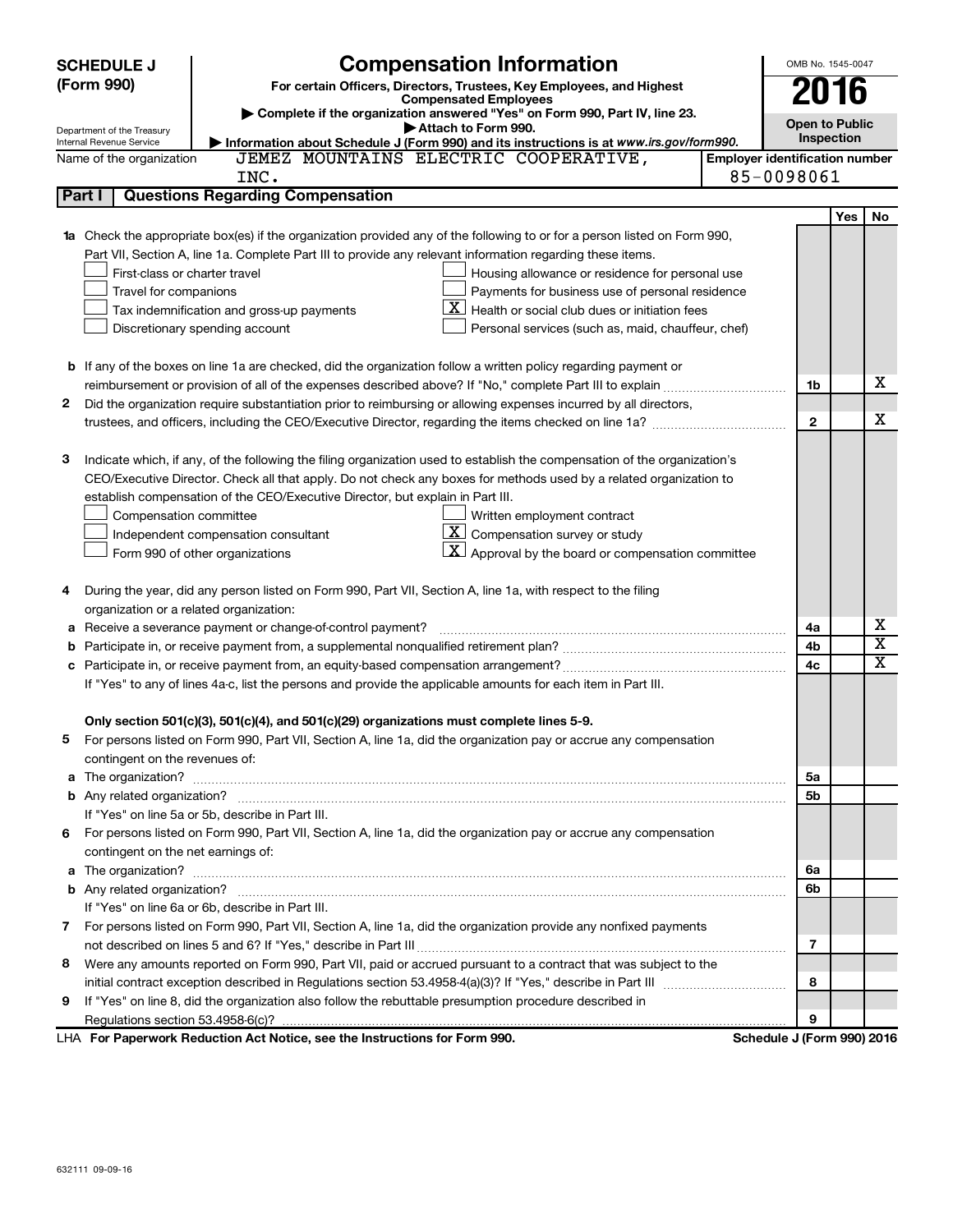# SCHEDULE J (Form 990)

## Compensation Information

**For certain Officers, Directors, Trustees, Key Employees, and Highest Compensated Employees**

▶ Complete if the organization answered "Yes" on Form 990, Part IV, line 23.

▶ Attach to Form 990.

▶ Information about Schedule J (Form 990) and its instructions is at *www.irs.gov/form990.*

Department of the Treasury
Internal Revenue Service

OMB No. 1545-0047

**2016**

**Open to Public Inspection**

Name of the organization: JEMEZ MOUNTAINS ELECTRIC COOPERATIVE, INC.

Employer identification number: 85-0098061

## Part I Questions Regarding Compensation

| | | | Yes | No |
|---|---|---|---|---|
| **1a** | Check the appropriate box(es) if the organization provided any of the following to or for a person listed on Form 990, Part VII, Section A, line 1a. Complete Part III to provide any relevant information regarding these items.<br>☐ First-class or charter travel ☐ Housing allowance or residence for personal use<br>☐ Travel for companions ☐ Payments for business use of personal residence<br>☐ Tax indemnification and gross-up payments ☒ Health or social club dues or initiation fees<br>☐ Discretionary spending account ☐ Personal services (such as, maid, chauffeur, chef) | | | |
| **b** | If any of the boxes on line 1a are checked, did the organization follow a written policy regarding payment or reimbursement or provision of all of the expenses described above? If "No," complete Part III to explain | 1b | | X |
| **2** | Did the organization require substantiation prior to reimbursing or allowing expenses incurred by all directors, trustees, and officers, including the CEO/Executive Director, regarding the items checked on line 1a? | 2 | | X |
| **3** | Indicate which, if any, of the following the filing organization used to establish the compensation of the organization's CEO/Executive Director. Check all that apply. Do not check any boxes for methods used by a related organization to establish compensation of the CEO/Executive Director, but explain in Part III.<br>☐ Compensation committee ☐ Written employment contract<br>☐ Independent compensation consultant ☒ Compensation survey or study<br>☐ Form 990 of other organizations ☒ Approval by the board or compensation committee | | | |
| **4** | During the year, did any person listed on Form 990, Part VII, Section A, line 1a, with respect to the filing organization or a related organization: | | | |
| **a** | Receive a severance payment or change-of-control payment? | 4a | | X |
| **b** | Participate in, or receive payment from, a supplemental nonqualified retirement plan? | 4b | | X |
| **c** | Participate in, or receive payment from, an equity-based compensation arrangement? | 4c | | X |
| | If "Yes" to any of lines 4a-c, list the persons and provide the applicable amounts for each item in Part III. | | | |
| | **Only section 501(c)(3), 501(c)(4), and 501(c)(29) organizations must complete lines 5-9.** | | | |
| **5** | For persons listed on Form 990, Part VII, Section A, line 1a, did the organization pay or accrue any compensation contingent on the revenues of: | | | |
| **a** | The organization? | 5a | | |
| **b** | Any related organization? | 5b | | |
| | If "Yes" on line 5a or 5b, describe in Part III. | | | |
| **6** | For persons listed on Form 990, Part VII, Section A, line 1a, did the organization pay or accrue any compensation contingent on the net earnings of: | | | |
| **a** | The organization? | 6a | | |
| **b** | Any related organization? | 6b | | |
| | If "Yes" on line 6a or 6b, describe in Part III. | | | |
| **7** | For persons listed on Form 990, Part VII, Section A, line 1a, did the organization provide any nonfixed payments not described on lines 5 and 6? If "Yes," describe in Part III | 7 | | |
| **8** | Were any amounts reported on Form 990, Part VII, paid or accrued pursuant to a contract that was subject to the initial contract exception described in Regulations section 53.4958-4(a)(3)? If "Yes," describe in Part III | 8 | | |
| **9** | If "Yes" on line 8, did the organization also follow the rebuttable presumption procedure described in Regulations section 53.4958-6(c)? | 9 | | |

LHA **For Paperwork Reduction Act Notice, see the Instructions for Form 990.** **Schedule J (Form 990) 2016**

632111 09-09-16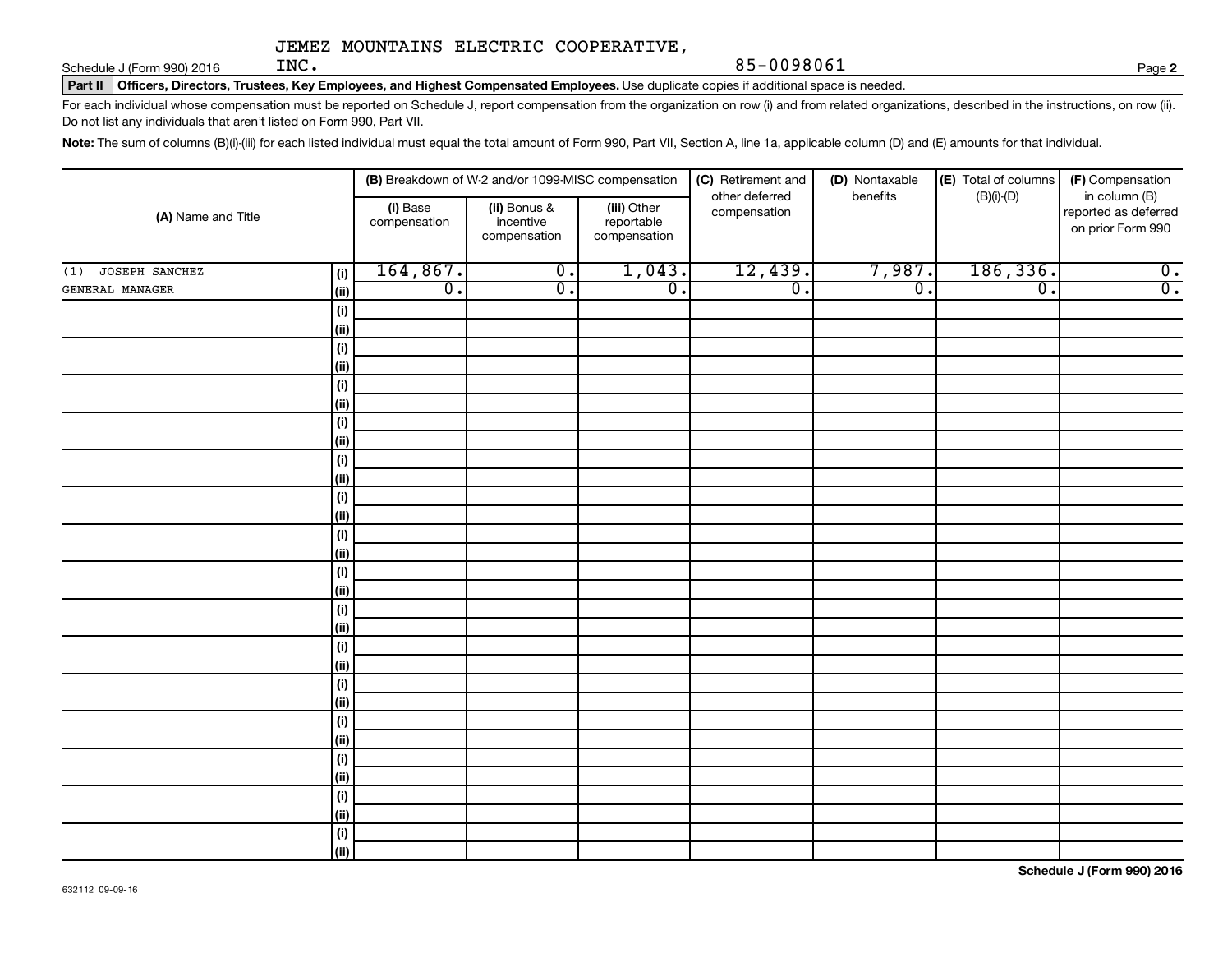JEMEZ MOUNTAINS ELECTRIC COOPERATIVE, INC. 85-0098061

Schedule J (Form 990) 2016 Page **2**

**Part II** **Officers, Directors, Trustees, Key Employees, and Highest Compensated Employees.** Use duplicate copies if additional space is needed.

For each individual whose compensation must be reported on Schedule J, report compensation from the organization on row (i) and from related organizations, described in the instructions, on row (ii). Do not list any individuals that aren't listed on Form 990, Part VII.

**Note:** The sum of columns (B)(i)-(iii) for each listed individual must equal the total amount of Form 990, Part VII, Section A, line 1a, applicable column (D) and (E) amounts for that individual.

| (A) Name and Title | | (B) Breakdown of W-2 and/or 1099-MISC compensation | | | (C) Retirement and other deferred compensation | (D) Nontaxable benefits | (E) Total of columns (B)(i)-(D) | (F) Compensation in column (B) reported as deferred on prior Form 990 |
|---|---|---|---|---|---|---|---|---|
| | | (i) Base compensation | (ii) Bonus & incentive compensation | (iii) Other reportable compensation | | | | |
| (1) JOSEPH SANCHEZ | (i) | 164,867. | 0. | 1,043. | 12,439. | 7,987. | 186,336. | 0. |
| GENERAL MANAGER | (ii) | 0. | 0. | 0. | 0. | 0. | 0. | 0. |
| | (i) | | | | | | | |
| | (ii) | | | | | | | |
| | (i) | | | | | | | |
| | (ii) | | | | | | | |
| | (i) | | | | | | | |
| | (ii) | | | | | | | |
| | (i) | | | | | | | |
| | (ii) | | | | | | | |
| | (i) | | | | | | | |
| | (ii) | | | | | | | |
| | (i) | | | | | | | |
| | (ii) | | | | | | | |
| | (i) | | | | | | | |
| | (ii) | | | | | | | |
| | (i) | | | | | | | |
| | (ii) | | | | | | | |
| | (i) | | | | | | | |
| | (ii) | | | | | | | |
| | (i) | | | | | | | |
| | (ii) | | | | | | | |
| | (i) | | | | | | | |
| | (ii) | | | | | | | |
| | (i) | | | | | | | |
| | (ii) | | | | | | | |
| | (i) | | | | | | | |
| | (ii) | | | | | | | |
| | (i) | | | | | | | |
| | (ii) | | | | | | | |
| | (i) | | | | | | | |
| | (ii) | | | | | | | |

**Schedule J (Form 990) 2016**

632112 09-09-16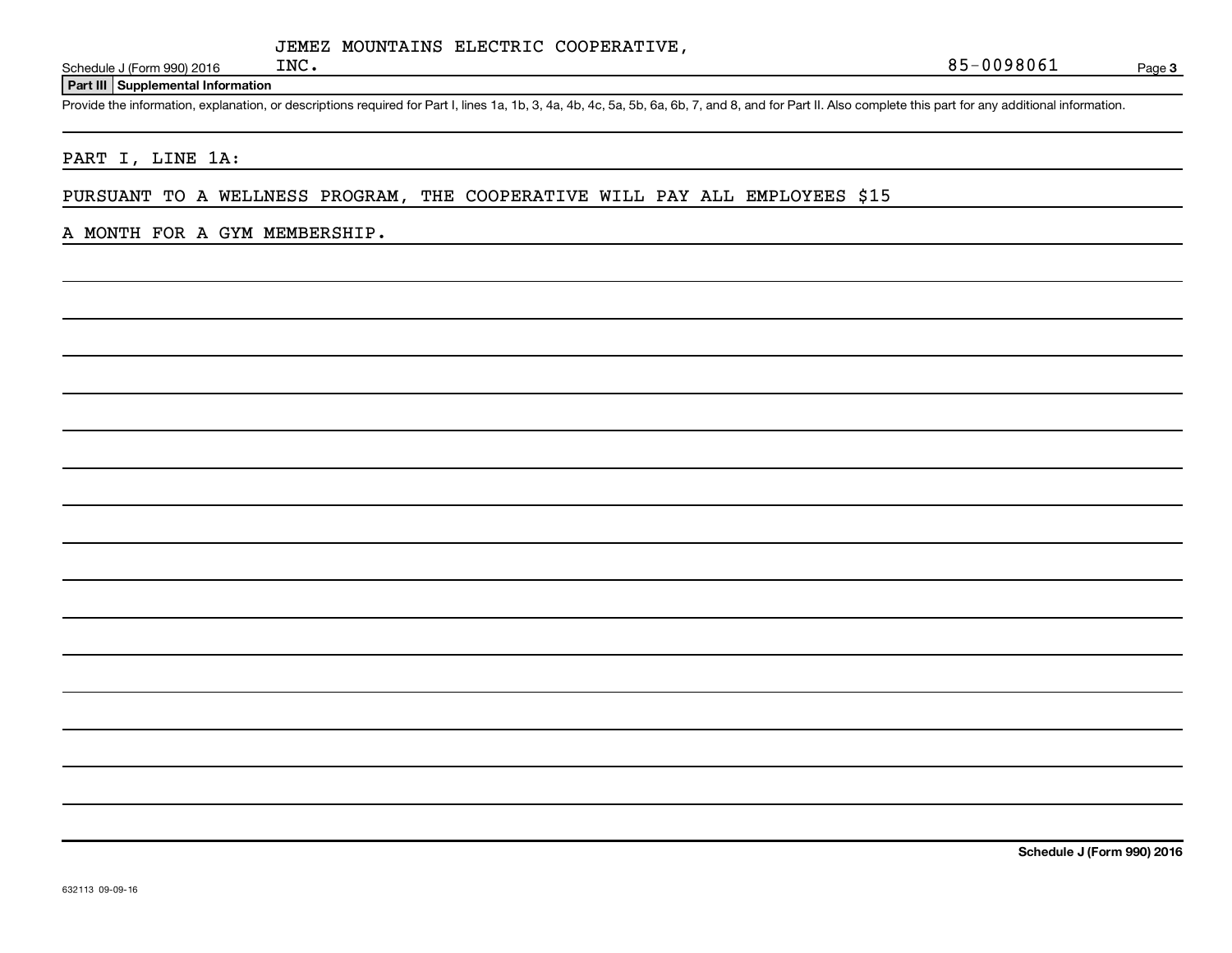JEMEZ MOUNTAINS ELECTRIC COOPERATIVE, INC. — 85-0098061

**Part III | Supplemental Information**

Provide the information, explanation, or descriptions required for Part I, lines 1a, 1b, 3, 4a, 4b, 4c, 5a, 5b, 6a, 6b, 7, and 8, and for Part II. Also complete this part for any additional information.

PART I, LINE 1A:

PURSUANT TO A WELLNESS PROGRAM, THE COOPERATIVE WILL PAY ALL EMPLOYEES $15 A MONTH FOR A GYM MEMBERSHIP.

632113 09-09-16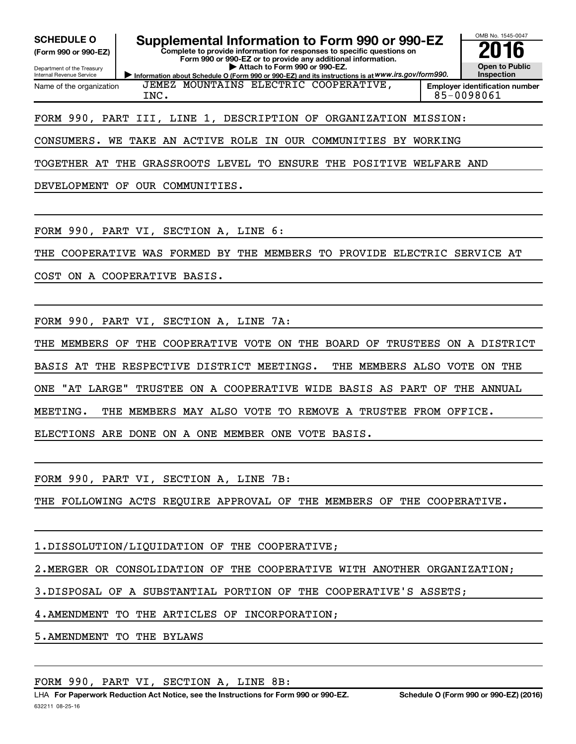**SCHEDULE O**
**(Form 990 or 990-EZ)**

Department of the Treasury
Internal Revenue Service

# Supplemental Information to Form 990 or 990-EZ

**Complete to provide information for responses to specific questions on Form 990 or 990-EZ or to provide any additional information.**
**▶ Attach to Form 990 or 990-EZ.**
▶ Information about Schedule O (Form 990 or 990-EZ) and its instructions is at *www.irs.gov/form990.*

OMB No. 1545-0047
**2016**
**Open to Public Inspection**

| Name of the organization | Employer identification number |
|---|---|
| JEMEZ MOUNTAINS ELECTRIC COOPERATIVE, INC. | 85-0098061 |

FORM 990, PART III, LINE 1, DESCRIPTION OF ORGANIZATION MISSION:

CONSUMERS. WE TAKE AN ACTIVE ROLE IN OUR COMMUNITIES BY WORKING TOGETHER AT THE GRASSROOTS LEVEL TO ENSURE THE POSITIVE WELFARE AND DEVELOPMENT OF OUR COMMUNITIES.

FORM 990, PART VI, SECTION A, LINE 6:

THE COOPERATIVE WAS FORMED BY THE MEMBERS TO PROVIDE ELECTRIC SERVICE AT COST ON A COOPERATIVE BASIS.

FORM 990, PART VI, SECTION A, LINE 7A:

THE MEMBERS OF THE COOPERATIVE VOTE ON THE BOARD OF TRUSTEES ON A DISTRICT BASIS AT THE RESPECTIVE DISTRICT MEETINGS. THE MEMBERS ALSO VOTE ON THE ONE "AT LARGE" TRUSTEE ON A COOPERATIVE WIDE BASIS AS PART OF THE ANNUAL MEETING. THE MEMBERS MAY ALSO VOTE TO REMOVE A TRUSTEE FROM OFFICE. ELECTIONS ARE DONE ON A ONE MEMBER ONE VOTE BASIS.

FORM 990, PART VI, SECTION A, LINE 7B:

THE FOLLOWING ACTS REQUIRE APPROVAL OF THE MEMBERS OF THE COOPERATIVE.

1.DISSOLUTION/LIQUIDATION OF THE COOPERATIVE;

2.MERGER OR CONSOLIDATION OF THE COOPERATIVE WITH ANOTHER ORGANIZATION;

3.DISPOSAL OF A SUBSTANTIAL PORTION OF THE COOPERATIVE'S ASSETS;

4.AMENDMENT TO THE ARTICLES OF INCORPORATION;

5.AMENDMENT TO THE BYLAWS

FORM 990, PART VI, SECTION A, LINE 8B:

LHA **For Paperwork Reduction Act Notice, see the Instructions for Form 990 or 990-EZ.** **Schedule O (Form 990 or 990-EZ) (2016)**

632211 08-25-16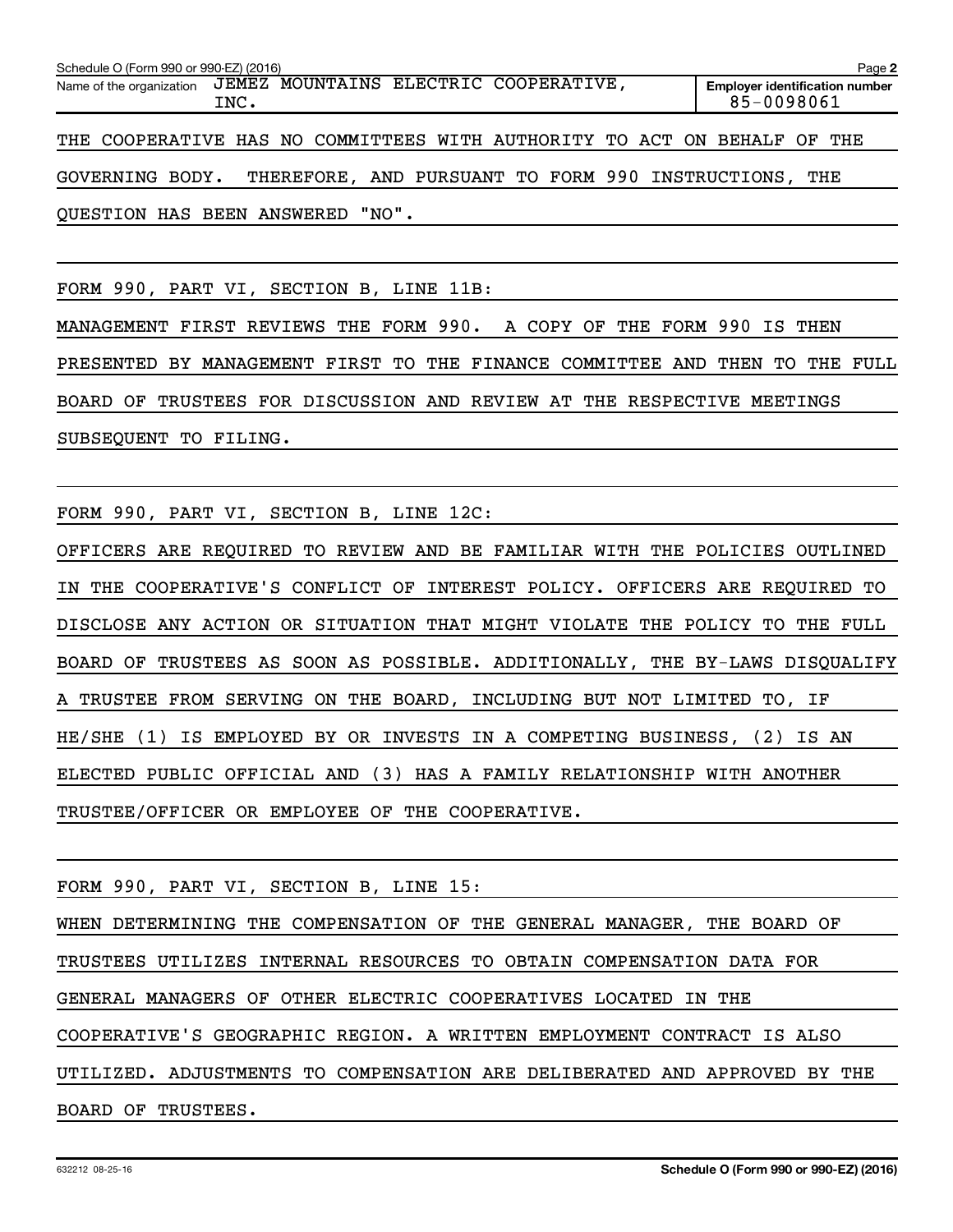Schedule O (Form 990 or 990-EZ) (2016) Page **2**

| Name of the organization | Employer identification number |
| --- | --- |
| JEMEZ MOUNTAINS ELECTRIC COOPERATIVE, INC. | 85-0098061 |

THE COOPERATIVE HAS NO COMMITTEES WITH AUTHORITY TO ACT ON BEHALF OF THE GOVERNING BODY. THEREFORE, AND PURSUANT TO FORM 990 INSTRUCTIONS, THE QUESTION HAS BEEN ANSWERED "NO".

FORM 990, PART VI, SECTION B, LINE 11B:

MANAGEMENT FIRST REVIEWS THE FORM 990. A COPY OF THE FORM 990 IS THEN PRESENTED BY MANAGEMENT FIRST TO THE FINANCE COMMITTEE AND THEN TO THE FULL BOARD OF TRUSTEES FOR DISCUSSION AND REVIEW AT THE RESPECTIVE MEETINGS SUBSEQUENT TO FILING.

FORM 990, PART VI, SECTION B, LINE 12C:

OFFICERS ARE REQUIRED TO REVIEW AND BE FAMILIAR WITH THE POLICIES OUTLINED IN THE COOPERATIVE'S CONFLICT OF INTEREST POLICY. OFFICERS ARE REQUIRED TO DISCLOSE ANY ACTION OR SITUATION THAT MIGHT VIOLATE THE POLICY TO THE FULL BOARD OF TRUSTEES AS SOON AS POSSIBLE. ADDITIONALLY, THE BY-LAWS DISQUALIFY A TRUSTEE FROM SERVING ON THE BOARD, INCLUDING BUT NOT LIMITED TO, IF HE/SHE (1) IS EMPLOYED BY OR INVESTS IN A COMPETING BUSINESS, (2) IS AN ELECTED PUBLIC OFFICIAL AND (3) HAS A FAMILY RELATIONSHIP WITH ANOTHER TRUSTEE/OFFICER OR EMPLOYEE OF THE COOPERATIVE.

FORM 990, PART VI, SECTION B, LINE 15:

WHEN DETERMINING THE COMPENSATION OF THE GENERAL MANAGER, THE BOARD OF TRUSTEES UTILIZES INTERNAL RESOURCES TO OBTAIN COMPENSATION DATA FOR GENERAL MANAGERS OF OTHER ELECTRIC COOPERATIVES LOCATED IN THE COOPERATIVE'S GEOGRAPHIC REGION. A WRITTEN EMPLOYMENT CONTRACT IS ALSO UTILIZED. ADJUSTMENTS TO COMPENSATION ARE DELIBERATED AND APPROVED BY THE BOARD OF TRUSTEES.

632212 08-25-16 **Schedule O (Form 990 or 990-EZ) (2016)**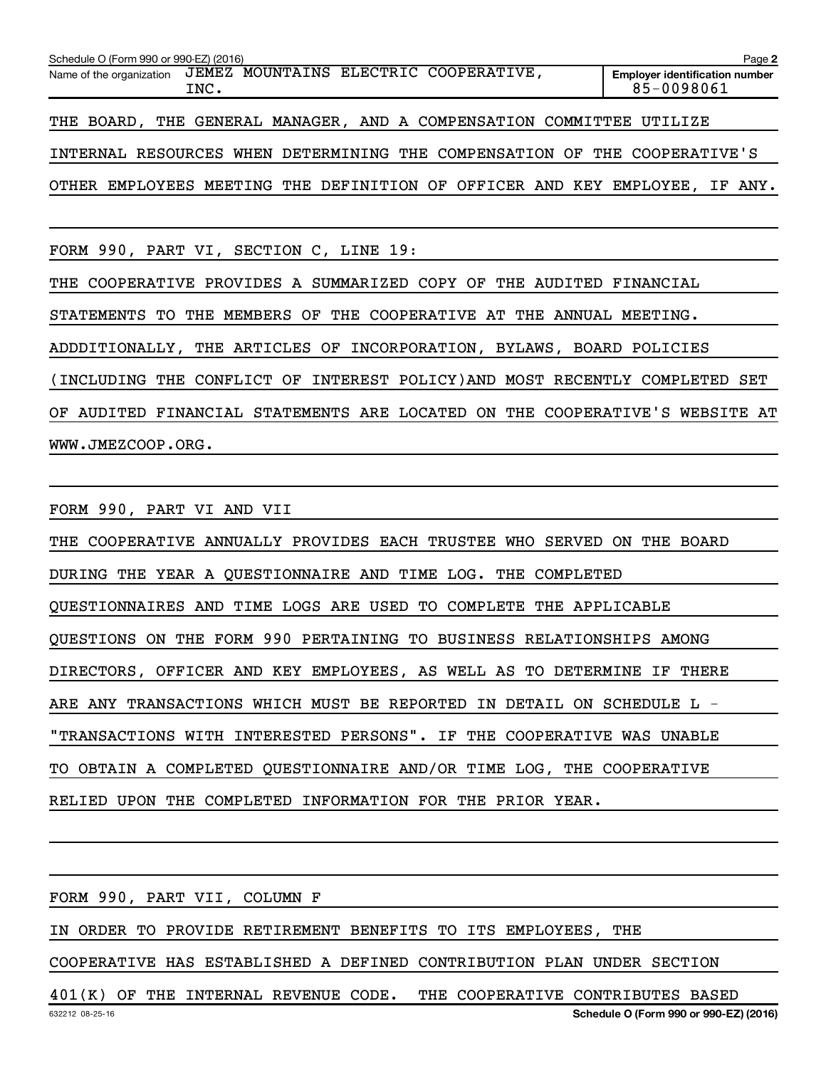Schedule O (Form 990 or 990-EZ) (2016)

Name of the organization: JEMEZ MOUNTAINS ELECTRIC COOPERATIVE, INC.

**Employer identification number** 85-0098061

THE BOARD, THE GENERAL MANAGER, AND A COMPENSATION COMMITTEE UTILIZE INTERNAL RESOURCES WHEN DETERMINING THE COMPENSATION OF THE COOPERATIVE'S OTHER EMPLOYEES MEETING THE DEFINITION OF OFFICER AND KEY EMPLOYEE, IF ANY.

FORM 990, PART VI, SECTION C, LINE 19:

THE COOPERATIVE PROVIDES A SUMMARIZED COPY OF THE AUDITED FINANCIAL STATEMENTS TO THE MEMBERS OF THE COOPERATIVE AT THE ANNUAL MEETING. ADDDITIONALLY, THE ARTICLES OF INCORPORATION, BYLAWS, BOARD POLICIES (INCLUDING THE CONFLICT OF INTEREST POLICY)AND MOST RECENTLY COMPLETED SET OF AUDITED FINANCIAL STATEMENTS ARE LOCATED ON THE COOPERATIVE'S WEBSITE AT WWW.JMEZCOOP.ORG.

FORM 990, PART VI AND VII

THE COOPERATIVE ANNUALLY PROVIDES EACH TRUSTEE WHO SERVED ON THE BOARD DURING THE YEAR A QUESTIONNAIRE AND TIME LOG. THE COMPLETED QUESTIONNAIRES AND TIME LOGS ARE USED TO COMPLETE THE APPLICABLE QUESTIONS ON THE FORM 990 PERTAINING TO BUSINESS RELATIONSHIPS AMONG DIRECTORS, OFFICER AND KEY EMPLOYEES, AS WELL AS TO DETERMINE IF THERE ARE ANY TRANSACTIONS WHICH MUST BE REPORTED IN DETAIL ON SCHEDULE L - "TRANSACTIONS WITH INTERESTED PERSONS". IF THE COOPERATIVE WAS UNABLE TO OBTAIN A COMPLETED QUESTIONNAIRE AND/OR TIME LOG, THE COOPERATIVE RELIED UPON THE COMPLETED INFORMATION FOR THE PRIOR YEAR.

FORM 990, PART VII, COLUMN F

IN ORDER TO PROVIDE RETIREMENT BENEFITS TO ITS EMPLOYEES, THE COOPERATIVE HAS ESTABLISHED A DEFINED CONTRIBUTION PLAN UNDER SECTION 401(K) OF THE INTERNAL REVENUE CODE. THE COOPERATIVE CONTRIBUTES BASED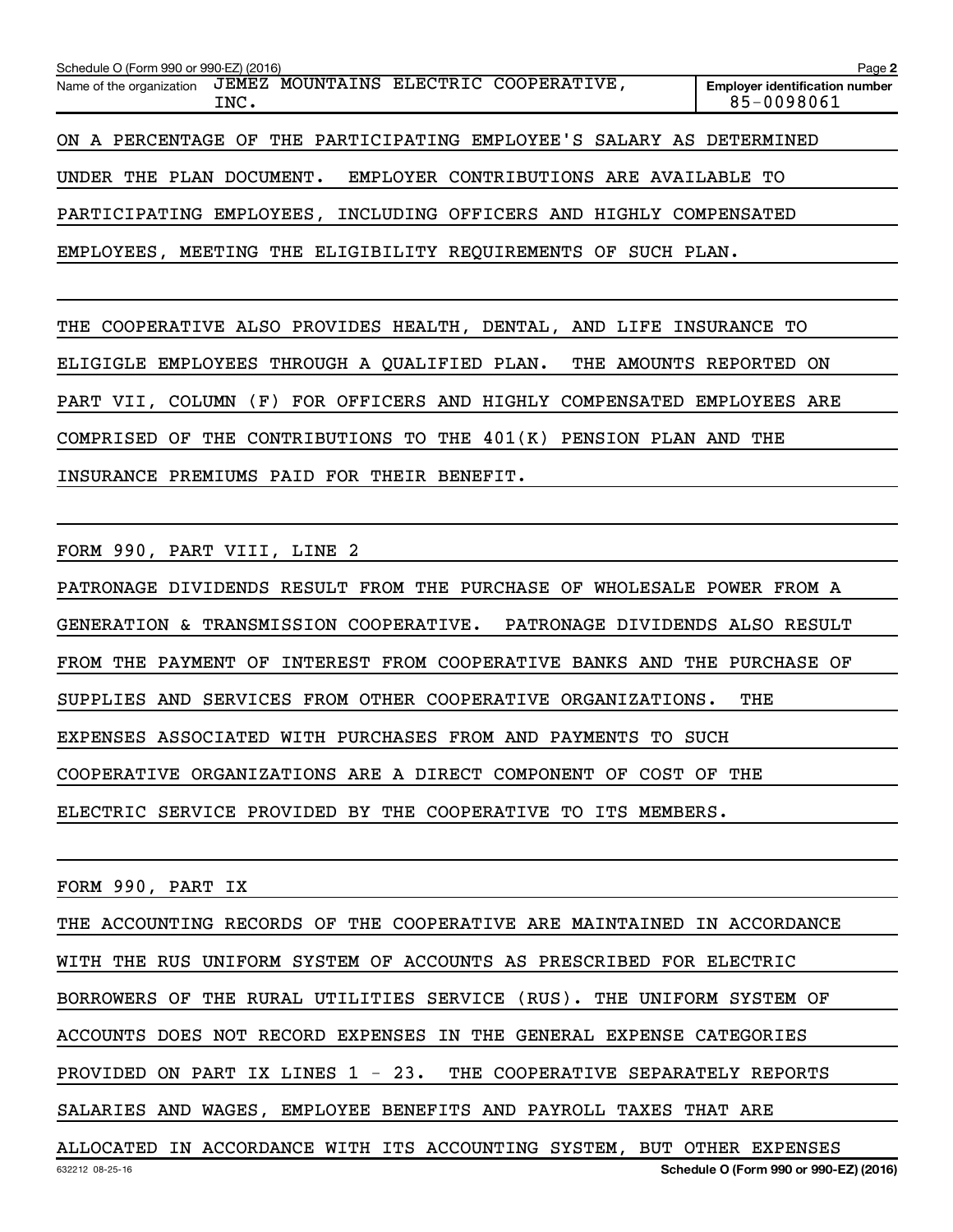Schedule O (Form 990 or 990-EZ) (2016)

Name of the organization JEMEZ MOUNTAINS ELECTRIC COOPERATIVE, INC.

Employer identification number 85-0098061

ON A PERCENTAGE OF THE PARTICIPATING EMPLOYEE'S SALARY AS DETERMINED UNDER THE PLAN DOCUMENT. EMPLOYER CONTRIBUTIONS ARE AVAILABLE TO PARTICIPATING EMPLOYEES, INCLUDING OFFICERS AND HIGHLY COMPENSATED EMPLOYEES, MEETING THE ELIGIBILITY REQUIREMENTS OF SUCH PLAN.

THE COOPERATIVE ALSO PROVIDES HEALTH, DENTAL, AND LIFE INSURANCE TO ELIGIGLE EMPLOYEES THROUGH A QUALIFIED PLAN. THE AMOUNTS REPORTED ON PART VII, COLUMN (F) FOR OFFICERS AND HIGHLY COMPENSATED EMPLOYEES ARE COMPRISED OF THE CONTRIBUTIONS TO THE 401(K) PENSION PLAN AND THE INSURANCE PREMIUMS PAID FOR THEIR BENEFIT.

FORM 990, PART VIII, LINE 2

PATRONAGE DIVIDENDS RESULT FROM THE PURCHASE OF WHOLESALE POWER FROM A GENERATION & TRANSMISSION COOPERATIVE. PATRONAGE DIVIDENDS ALSO RESULT FROM THE PAYMENT OF INTEREST FROM COOPERATIVE BANKS AND THE PURCHASE OF SUPPLIES AND SERVICES FROM OTHER COOPERATIVE ORGANIZATIONS. THE EXPENSES ASSOCIATED WITH PURCHASES FROM AND PAYMENTS TO SUCH COOPERATIVE ORGANIZATIONS ARE A DIRECT COMPONENT OF COST OF THE ELECTRIC SERVICE PROVIDED BY THE COOPERATIVE TO ITS MEMBERS.

FORM 990, PART IX

THE ACCOUNTING RECORDS OF THE COOPERATIVE ARE MAINTAINED IN ACCORDANCE WITH THE RUS UNIFORM SYSTEM OF ACCOUNTS AS PRESCRIBED FOR ELECTRIC BORROWERS OF THE RURAL UTILITIES SERVICE (RUS). THE UNIFORM SYSTEM OF ACCOUNTS DOES NOT RECORD EXPENSES IN THE GENERAL EXPENSE CATEGORIES PROVIDED ON PART IX LINES 1 - 23. THE COOPERATIVE SEPARATELY REPORTS SALARIES AND WAGES, EMPLOYEE BENEFITS AND PAYROLL TAXES THAT ARE ALLOCATED IN ACCORDANCE WITH ITS ACCOUNTING SYSTEM, BUT OTHER EXPENSES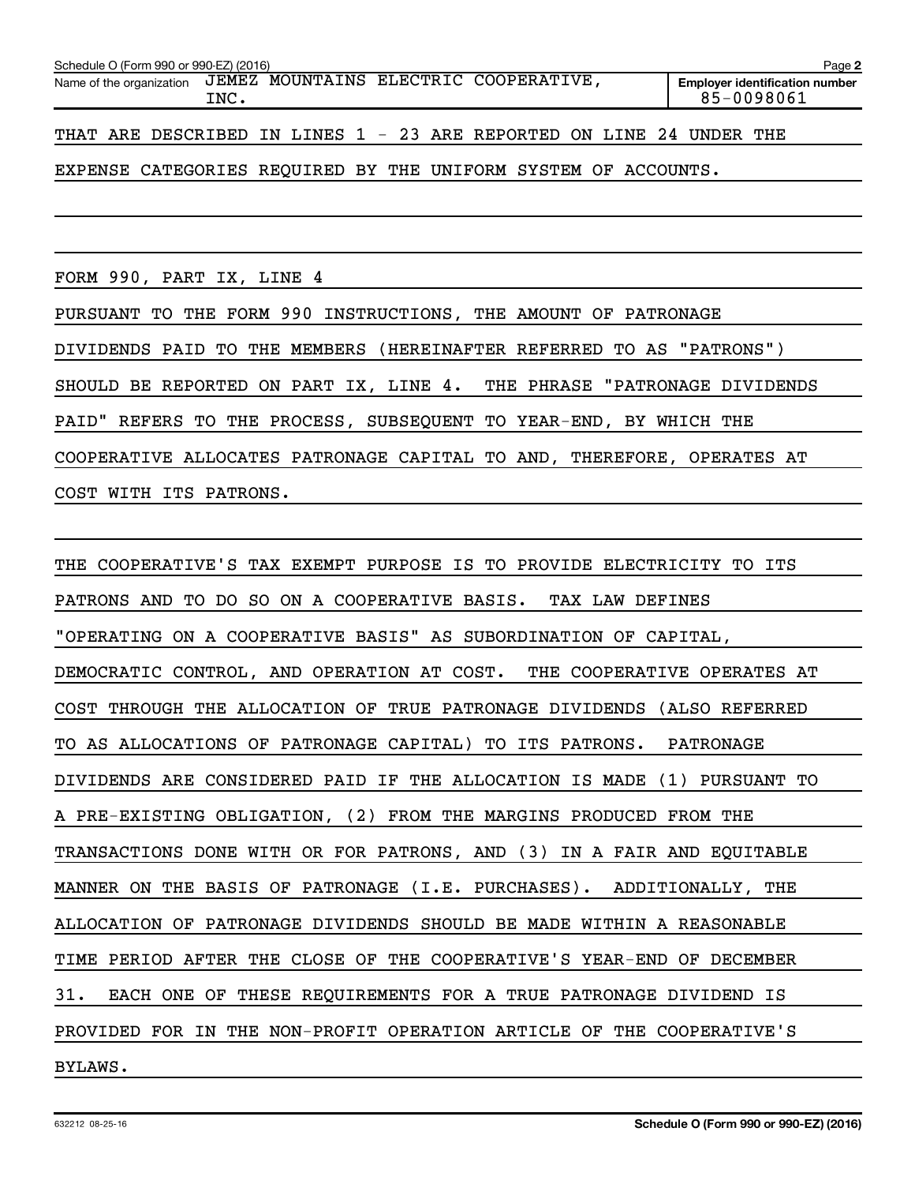Name of the organization: JEMEZ MOUNTAINS ELECTRIC COOPERATIVE, INC.

Employer identification number: 85-0098061

THAT ARE DESCRIBED IN LINES 1 - 23 ARE REPORTED ON LINE 24 UNDER THE EXPENSE CATEGORIES REQUIRED BY THE UNIFORM SYSTEM OF ACCOUNTS.

FORM 990, PART IX, LINE 4

PURSUANT TO THE FORM 990 INSTRUCTIONS, THE AMOUNT OF PATRONAGE DIVIDENDS PAID TO THE MEMBERS (HEREINAFTER REFERRED TO AS "PATRONS") SHOULD BE REPORTED ON PART IX, LINE 4. THE PHRASE "PATRONAGE DIVIDENDS PAID" REFERS TO THE PROCESS, SUBSEQUENT TO YEAR-END, BY WHICH THE COOPERATIVE ALLOCATES PATRONAGE CAPITAL TO AND, THEREFORE, OPERATES AT COST WITH ITS PATRONS.

THE COOPERATIVE'S TAX EXEMPT PURPOSE IS TO PROVIDE ELECTRICITY TO ITS PATRONS AND TO DO SO ON A COOPERATIVE BASIS. TAX LAW DEFINES "OPERATING ON A COOPERATIVE BASIS" AS SUBORDINATION OF CAPITAL, DEMOCRATIC CONTROL, AND OPERATION AT COST. THE COOPERATIVE OPERATES AT COST THROUGH THE ALLOCATION OF TRUE PATRONAGE DIVIDENDS (ALSO REFERRED TO AS ALLOCATIONS OF PATRONAGE CAPITAL) TO ITS PATRONS. PATRONAGE DIVIDENDS ARE CONSIDERED PAID IF THE ALLOCATION IS MADE (1) PURSUANT TO A PRE-EXISTING OBLIGATION, (2) FROM THE MARGINS PRODUCED FROM THE TRANSACTIONS DONE WITH OR FOR PATRONS, AND (3) IN A FAIR AND EQUITABLE MANNER ON THE BASIS OF PATRONAGE (I.E. PURCHASES). ADDITIONALLY, THE ALLOCATION OF PATRONAGE DIVIDENDS SHOULD BE MADE WITHIN A REASONABLE TIME PERIOD AFTER THE CLOSE OF THE COOPERATIVE'S YEAR-END OF DECEMBER 31. EACH ONE OF THESE REQUIREMENTS FOR A TRUE PATRONAGE DIVIDEND IS PROVIDED FOR IN THE NON-PROFIT OPERATION ARTICLE OF THE COOPERATIVE'S BYLAWS.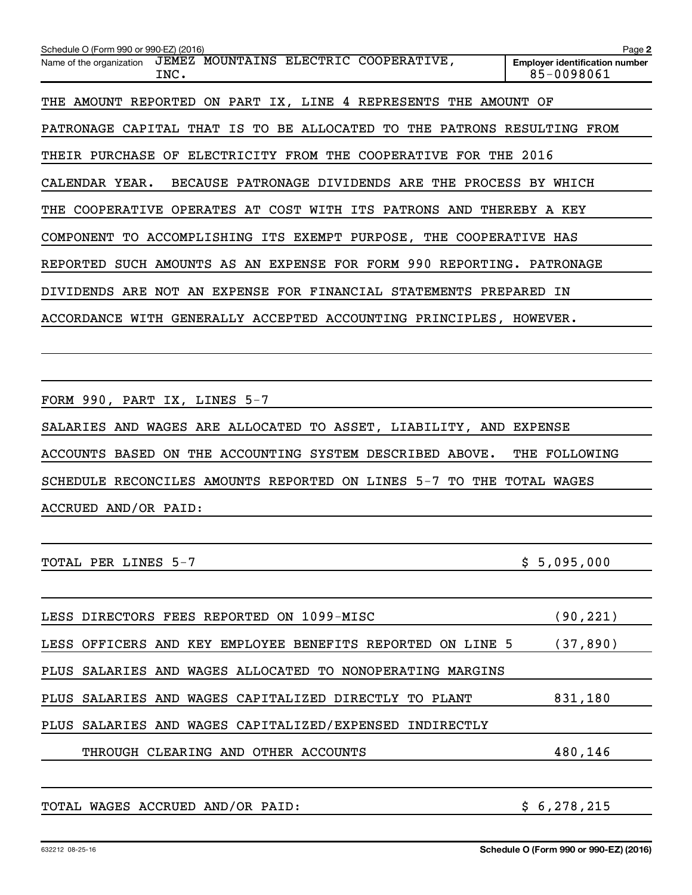Schedule O (Form 990 or 990-EZ) (2016)

Name of the organization: JEMEZ MOUNTAINS ELECTRIC COOPERATIVE, INC.

Employer identification number: 85-0098061

THE AMOUNT REPORTED ON PART IX, LINE 4 REPRESENTS THE AMOUNT OF PATRONAGE CAPITAL THAT IS TO BE ALLOCATED TO THE PATRONS RESULTING FROM THEIR PURCHASE OF ELECTRICITY FROM THE COOPERATIVE FOR THE 2016 CALENDAR YEAR. BECAUSE PATRONAGE DIVIDENDS ARE THE PROCESS BY WHICH THE COOPERATIVE OPERATES AT COST WITH ITS PATRONS AND THEREBY A KEY COMPONENT TO ACCOMPLISHING ITS EXEMPT PURPOSE, THE COOPERATIVE HAS REPORTED SUCH AMOUNTS AS AN EXPENSE FOR FORM 990 REPORTING. PATRONAGE DIVIDENDS ARE NOT AN EXPENSE FOR FINANCIAL STATEMENTS PREPARED IN ACCORDANCE WITH GENERALLY ACCEPTED ACCOUNTING PRINCIPLES, HOWEVER.

FORM 990, PART IX, LINES 5-7

SALARIES AND WAGES ARE ALLOCATED TO ASSET, LIABILITY, AND EXPENSE ACCOUNTS BASED ON THE ACCOUNTING SYSTEM DESCRIBED ABOVE. THE FOLLOWING SCHEDULE RECONCILES AMOUNTS REPORTED ON LINES 5-7 TO THE TOTAL WAGES ACCRUED AND/OR PAID:

| | |
|---|---|
| TOTAL PER LINES 5-7 | $ 5,095,000 |
| LESS DIRECTORS FEES REPORTED ON 1099-MISC | (90,221) |
| LESS OFFICERS AND KEY EMPLOYEE BENEFITS REPORTED ON LINE 5 | (37,890) |
| PLUS SALARIES AND WAGES ALLOCATED TO NONOPERATING MARGINS | |
| PLUS SALARIES AND WAGES CAPITALIZED DIRECTLY TO PLANT | 831,180 |
| PLUS SALARIES AND WAGES CAPITALIZED/EXPENSED INDIRECTLY THROUGH CLEARING AND OTHER ACCOUNTS | 480,146 |
| TOTAL WAGES ACCRUED AND/OR PAID: | $ 6,278,215 |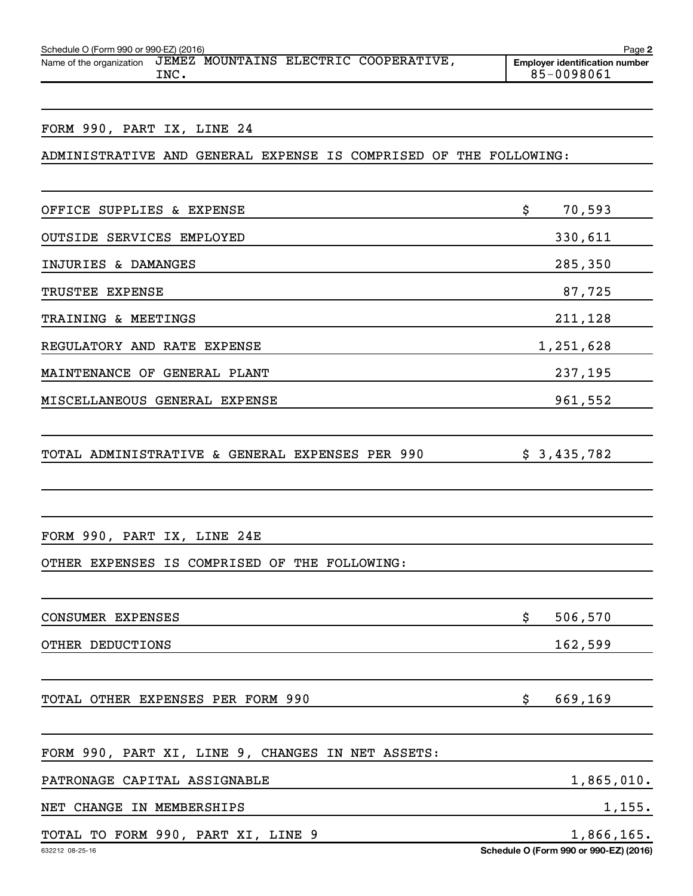Schedule O (Form 990 or 990-EZ) (2016)

Name of the organization: JEMEZ MOUNTAINS ELECTRIC COOPERATIVE, INC.

Employer identification number: 85-0098061

FORM 990, PART IX, LINE 24

ADMINISTRATIVE AND GENERAL EXPENSE IS COMPRISED OF THE FOLLOWING:

| | |
|---|---|
| OFFICE SUPPLIES & EXPENSE | $ 70,593 |
| OUTSIDE SERVICES EMPLOYED | 330,611 |
| INJURIES & DAMANGES | 285,350 |
| TRUSTEE EXPENSE | 87,725 |
| TRAINING & MEETINGS | 211,128 |
| REGULATORY AND RATE EXPENSE | 1,251,628 |
| MAINTENANCE OF GENERAL PLANT | 237,195 |
| MISCELLANEOUS GENERAL EXPENSE | 961,552 |
| TOTAL ADMINISTRATIVE & GENERAL EXPENSES PER 990 | $ 3,435,782 |

FORM 990, PART IX, LINE 24E

OTHER EXPENSES IS COMPRISED OF THE FOLLOWING:

| | |
|---|---|
| CONSUMER EXPENSES | $ 506,570 |
| OTHER DEDUCTIONS | 162,599 |
| TOTAL OTHER EXPENSES PER FORM 990 | $ 669,169 |

FORM 990, PART XI, LINE 9, CHANGES IN NET ASSETS:

| | |
|---|---|
| PATRONAGE CAPITAL ASSIGNABLE | 1,865,010. |
| NET CHANGE IN MEMBERSHIPS | 1,155. |
| TOTAL TO FORM 990, PART XI, LINE 9 | 1,866,165. |

Schedule O (Form 990 or 990-EZ) (2016)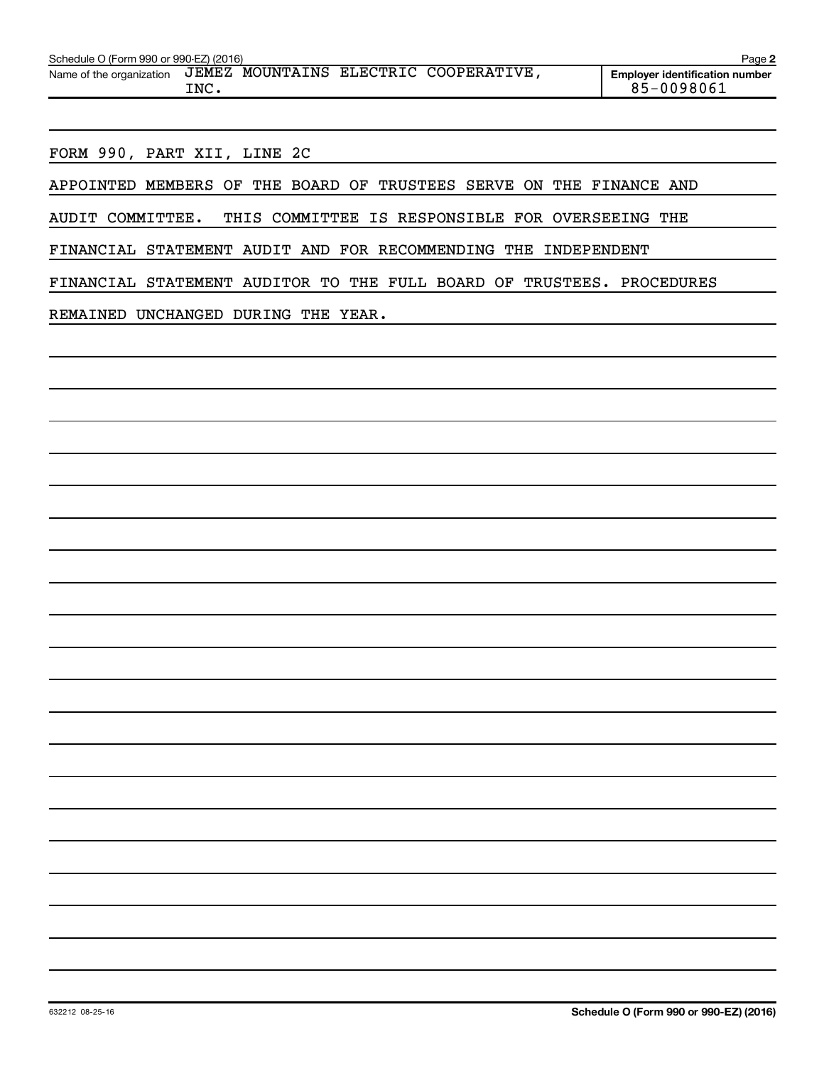Schedule O (Form 990 or 990-EZ) (2016)

Name of the organization JEMEZ MOUNTAINS ELECTRIC COOPERATIVE, INC.

Employer identification number 85-0098061

FORM 990, PART XII, LINE 2C

APPOINTED MEMBERS OF THE BOARD OF TRUSTEES SERVE ON THE FINANCE AND AUDIT COMMITTEE. THIS COMMITTEE IS RESPONSIBLE FOR OVERSEEING THE FINANCIAL STATEMENT AUDIT AND FOR RECOMMENDING THE INDEPENDENT FINANCIAL STATEMENT AUDITOR TO THE FULL BOARD OF TRUSTEES. PROCEDURES REMAINED UNCHANGED DURING THE YEAR.

632212 08-25-16

Schedule O (Form 990 or 990-EZ) (2016)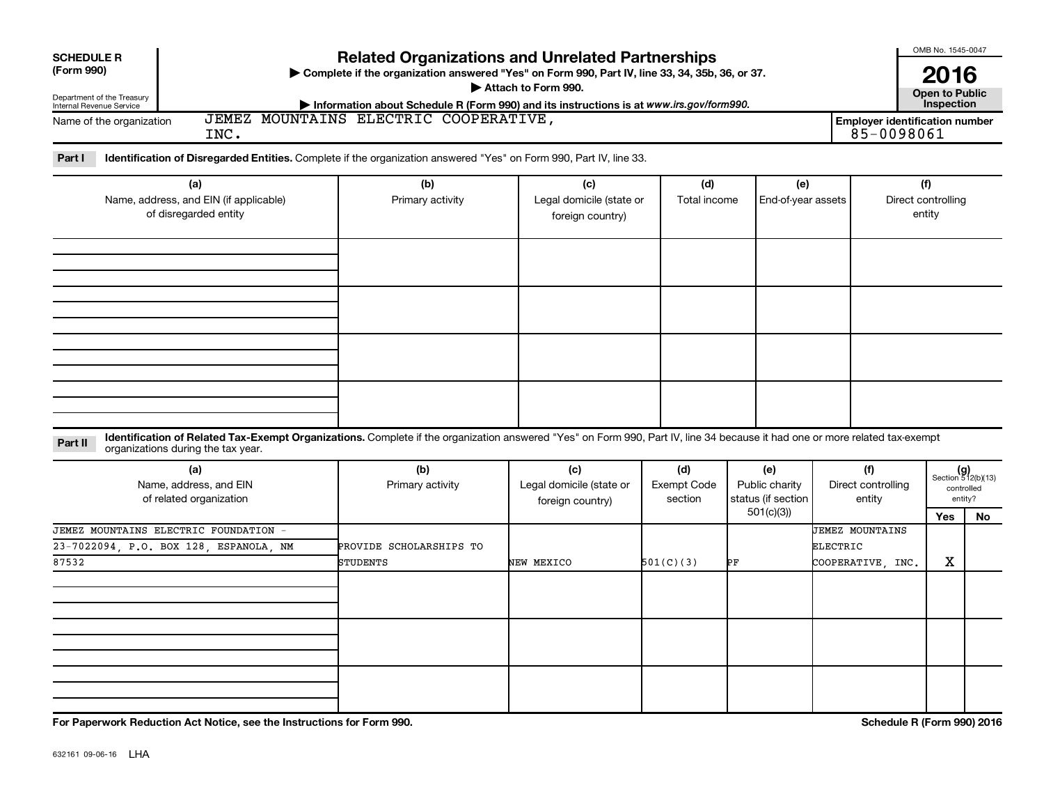**SCHEDULE R (Form 990)**

Department of the Treasury
Internal Revenue Service

# Related Organizations and Unrelated Partnerships

▶ Complete if the organization answered "Yes" on Form 990, Part IV, line 33, 34, 35b, 36, or 37.

▶ Attach to Form 990.

▶ Information about Schedule R (Form 990) and its instructions is at *www.irs.gov/form990.*

OMB No. 1545-0047

**2016**

**Open to Public Inspection**

Name of the organization: JEMEZ MOUNTAINS ELECTRIC COOPERATIVE, INC.

Employer identification number: 85-0098061

**Part I** **Identification of Disregarded Entities.** Complete if the organization answered "Yes" on Form 990, Part IV, line 33.

| (a) Name, address, and EIN (if applicable) of disregarded entity | (b) Primary activity | (c) Legal domicile (state or foreign country) | (d) Total income | (e) End-of-year assets | (f) Direct controlling entity |
|---|---|---|---|---|---|
| | | | | | |
| | | | | | |
| | | | | | |
| | | | | | |

**Part II** **Identification of Related Tax-Exempt Organizations.** Complete if the organization answered "Yes" on Form 990, Part IV, line 34 because it had one or more related tax-exempt organizations during the tax year.

| (a) Name, address, and EIN of related organization | (b) Primary activity | (c) Legal domicile (state or foreign country) | (d) Exempt Code section | (e) Public charity status (if section 501(c)(3)) | (f) Direct controlling entity | (g) Section 512(b)(13) controlled entity? Yes | No |
|---|---|---|---|---|---|---|---|
| JEMEZ MOUNTAINS ELECTRIC FOUNDATION - 23-7022094, P.O. BOX 128, ESPANOLA, NM 87532 | PROVIDE SCHOLARSHIPS TO STUDENTS | NEW MEXICO | 501(C)(3) | PF | JEMEZ MOUNTAINS ELECTRIC COOPERATIVE, INC. | X | |
| | | | | | | | |
| | | | | | | | |
| | | | | | | | |

**For Paperwork Reduction Act Notice, see the Instructions for Form 990.**

**Schedule R (Form 990) 2016**

632161 09-06-16 LHA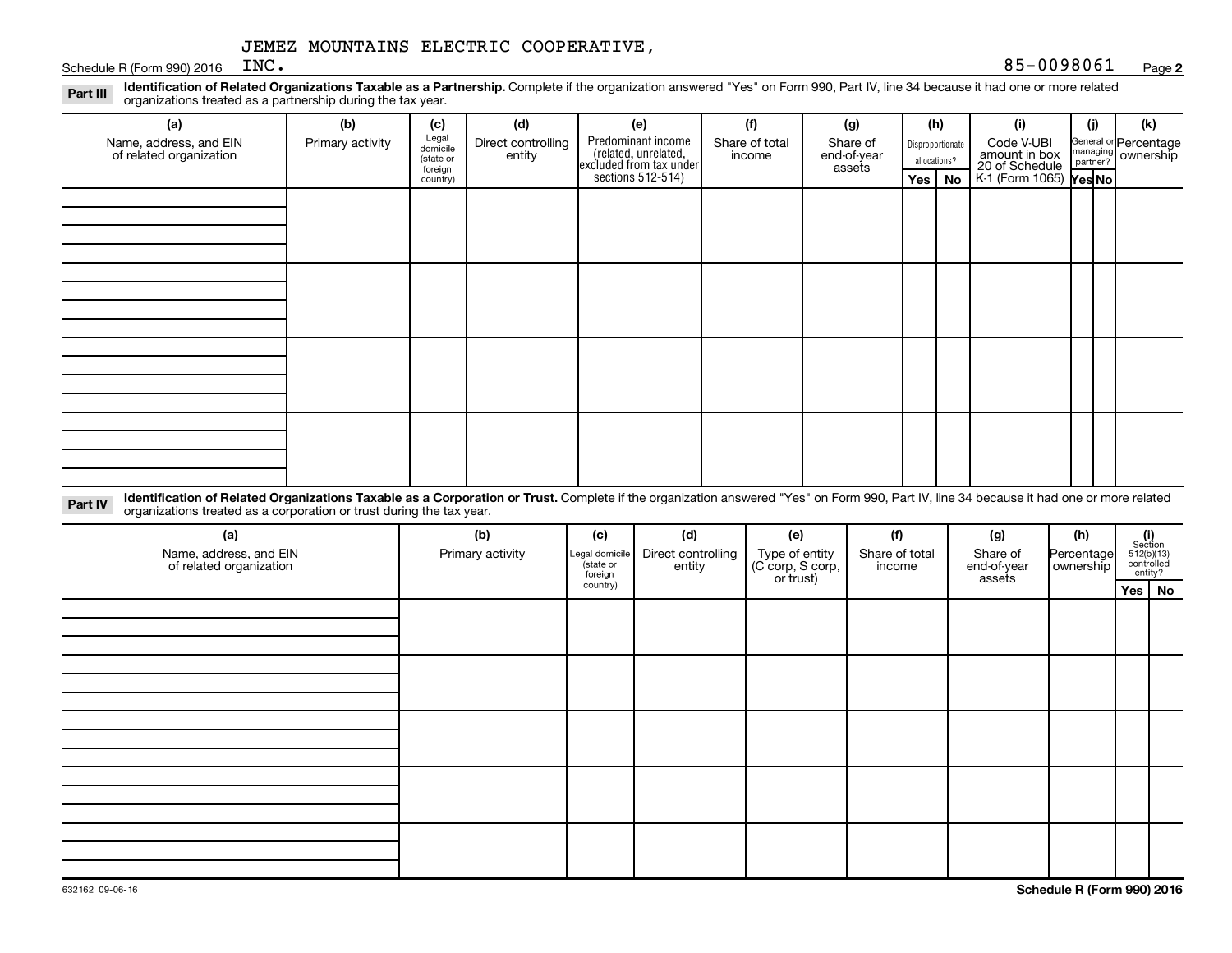JEMEZ MOUNTAINS ELECTRIC COOPERATIVE, INC.

85-0098061

**Part III** **Identification of Related Organizations Taxable as a Partnership.** Complete if the organization answered "Yes" on Form 990, Part IV, line 34 because it had one or more related organizations treated as a partnership during the tax year.

| (a) Name, address, and EIN of related organization | (b) Primary activity | (c) Legal domicile (state or foreign country) | (d) Direct controlling entity | (e) Predominant income (related, unrelated, excluded from tax under sections 512-514) | (f) Share of total income | (g) Share of end-of-year assets | (h) Disproportionate allocations? | | (i) Code V-UBI amount in box 20 of Schedule K-1 (Form 1065) | (j) General or managing partner? | | (k) Percentage ownership |
|---|---|---|---|---|---|---|---|---|---|---|---|---|
| | | | | | | | Yes | No | | Yes | No | |
| | | | | | | | | | | | | |
| | | | | | | | | | | | | |
| | | | | | | | | | | | | |
| | | | | | | | | | | | | |

**Part IV** **Identification of Related Organizations Taxable as a Corporation or Trust.** Complete if the organization answered "Yes" on Form 990, Part IV, line 34 because it had one or more related organizations treated as a corporation or trust during the tax year.

| (a) Name, address, and EIN of related organization | (b) Primary activity | (c) Legal domicile (state or foreign country) | (d) Direct controlling entity | (e) Type of entity (C corp, S corp, or trust) | (f) Share of total income | (g) Share of end-of-year assets | (h) Percentage ownership | (i) Section 512(b)(13) controlled entity? | |
|---|---|---|---|---|---|---|---|---|---|
| | | | | | | | | Yes | No |
| | | | | | | | | | |
| | | | | | | | | | |
| | | | | | | | | | |
| | | | | | | | | | |
| | | | | | | | | | |

632162 09-06-16

**Schedule R (Form 990) 2016**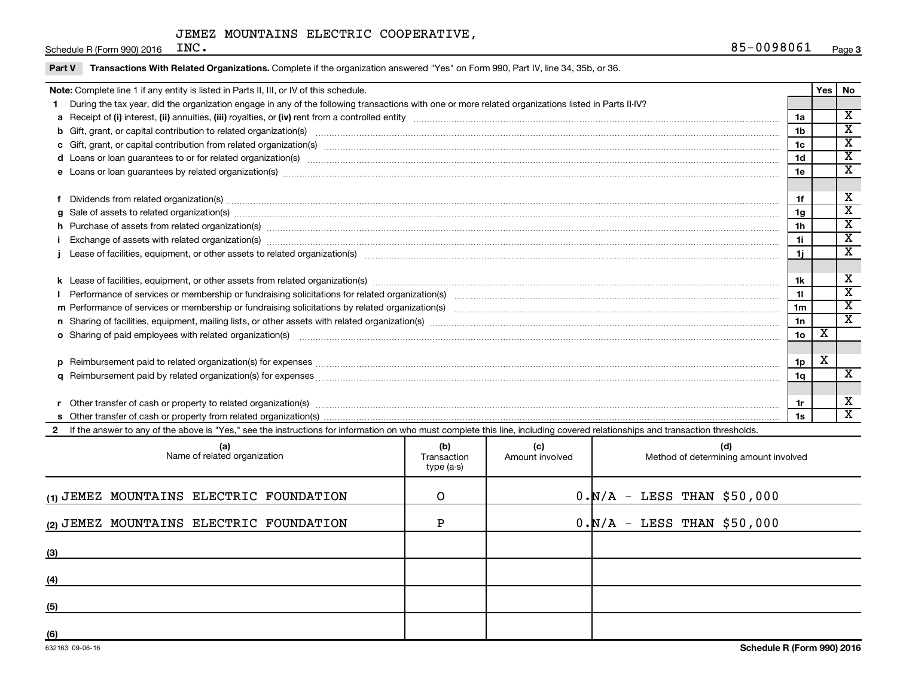JEMEZ MOUNTAINS ELECTRIC COOPERATIVE, INC.

Schedule R (Form 990) 2016 — 85-0098061 — Page 3

**Part V Transactions With Related Organizations.** Complete if the organization answered "Yes" on Form 990, Part IV, line 34, 35b, or 36.

| **Note:** Complete line 1 if any entity is listed in Parts II, III, or IV of this schedule. | | Yes | No |
|---|---|---|---|
| **1** During the tax year, did the organization engage in any of the following transactions with one or more related organizations listed in Parts II-IV? | | | |
| **a** Receipt of **(i)** interest, **(ii)** annuities, **(iii)** royalties, or **(iv)** rent from a controlled entity | 1a | | X |
| **b** Gift, grant, or capital contribution to related organization(s) | 1b | | X |
| **c** Gift, grant, or capital contribution from related organization(s) | 1c | | X |
| **d** Loans or loan guarantees to or for related organization(s) | 1d | | X |
| **e** Loans or loan guarantees by related organization(s) | 1e | | X |
| **f** Dividends from related organization(s) | 1f | | X |
| **g** Sale of assets to related organization(s) | 1g | | X |
| **h** Purchase of assets from related organization(s) | 1h | | X |
| **i** Exchange of assets with related organization(s) | 1i | | X |
| **j** Lease of facilities, equipment, or other assets to related organization(s) | 1j | | X |
| **k** Lease of facilities, equipment, or other assets from related organization(s) | 1k | | X |
| **l** Performance of services or membership or fundraising solicitations for related organization(s) | 1l | | X |
| **m** Performance of services or membership or fundraising solicitations by related organization(s) | 1m | | X |
| **n** Sharing of facilities, equipment, mailing lists, or other assets with related organization(s) | 1n | | X |
| **o** Sharing of paid employees with related organization(s) | 1o | X | |
| **p** Reimbursement paid to related organization(s) for expenses | 1p | X | |
| **q** Reimbursement paid by related organization(s) for expenses | 1q | | X |
| **r** Other transfer of cash or property to related organization(s) | 1r | | X |
| **s** Other transfer of cash or property from related organization(s) | 1s | | X |

**2** If the answer to any of the above is "Yes," see the instructions for information on who must complete this line, including covered relationships and transaction thresholds.

| | (a) Name of related organization | (b) Transaction type (a-s) | (c) Amount involved | (d) Method of determining amount involved |
|---|---|---|---|---|
| (1) | JEMEZ MOUNTAINS ELECTRIC FOUNDATION | O | 0. | N/A - LESS THAN $50,000 |
| (2) | JEMEZ MOUNTAINS ELECTRIC FOUNDATION | P | 0. | N/A - LESS THAN $50,000 |
| (3) | | | | |
| (4) | | | | |
| (5) | | | | |
| (6) | | | | |

632163 09-06-16 — Schedule R (Form 990) 2016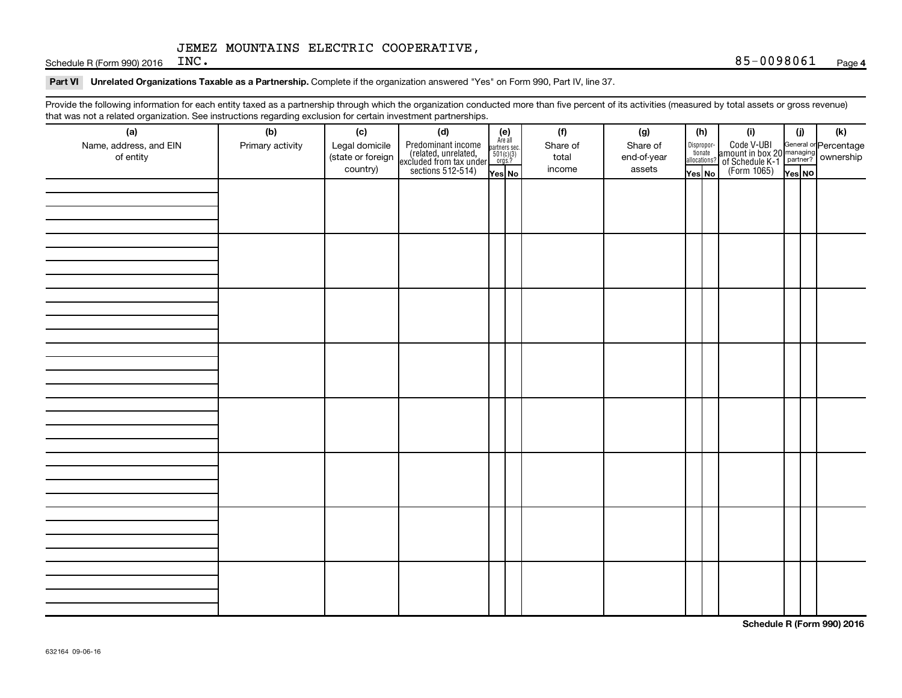JEMEZ MOUNTAINS ELECTRIC COOPERATIVE, INC. 85-0098061

**Part VI Unrelated Organizations Taxable as a Partnership.** Complete if the organization answered "Yes" on Form 990, Part IV, line 37.

Provide the following information for each entity taxed as a partnership through which the organization conducted more than five percent of its activities (measured by total assets or gross revenue) that was not a related organization. See instructions regarding exclusion for certain investment partnerships.

| (a) Name, address, and EIN of entity | (b) Primary activity | (c) Legal domicile (state or foreign country) | (d) Predominant income (related, unrelated, excluded from tax under sections 512-514) | (e) Are all partners sec. 501(c)(3) orgs.? Yes | (e) No | (f) Share of total income | (g) Share of end-of-year assets | (h) Dispropor-tionate allocations? Yes | (h) No | (i) Code V-UBI amount in box 20 of Schedule K-1 (Form 1065) | (j) General or managing partner? Yes | (j) No | (k) Percentage ownership |
|---|---|---|---|---|---|---|---|---|---|---|---|---|---|
| | | | | | | | | | | | | | |
| | | | | | | | | | | | | | |
| | | | | | | | | | | | | | |
| | | | | | | | | | | | | | |
| | | | | | | | | | | | | | |
| | | | | | | | | | | | | | |
| | | | | | | | | | | | | | |
| | | | | | | | | | | | | | |

632164 09-06-16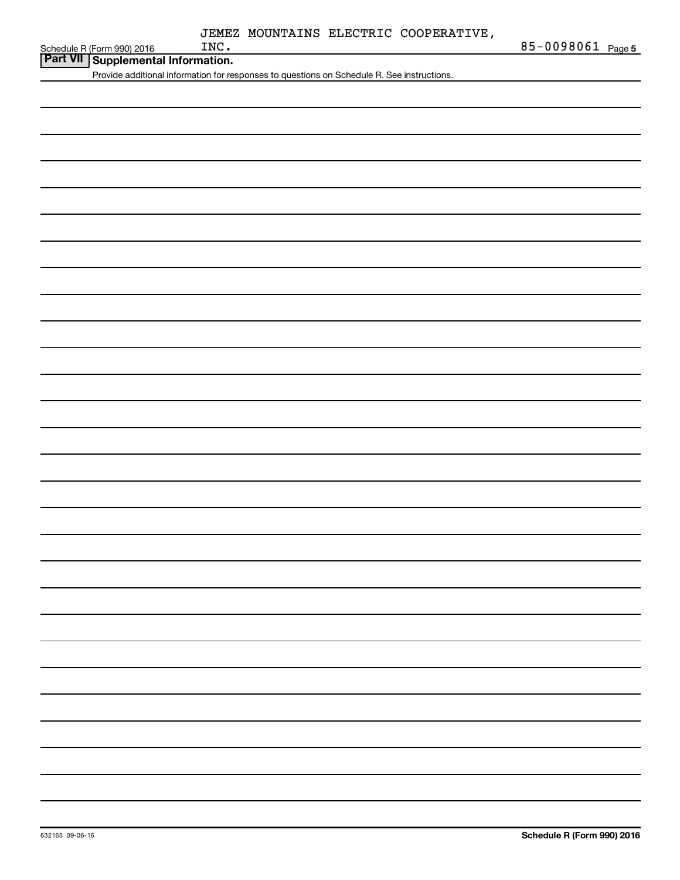JEMEZ MOUNTAINS ELECTRIC COOPERATIVE, INC.

85-0098061

## Part VII Supplemental Information.

Provide additional information for responses to questions on Schedule R. See instructions.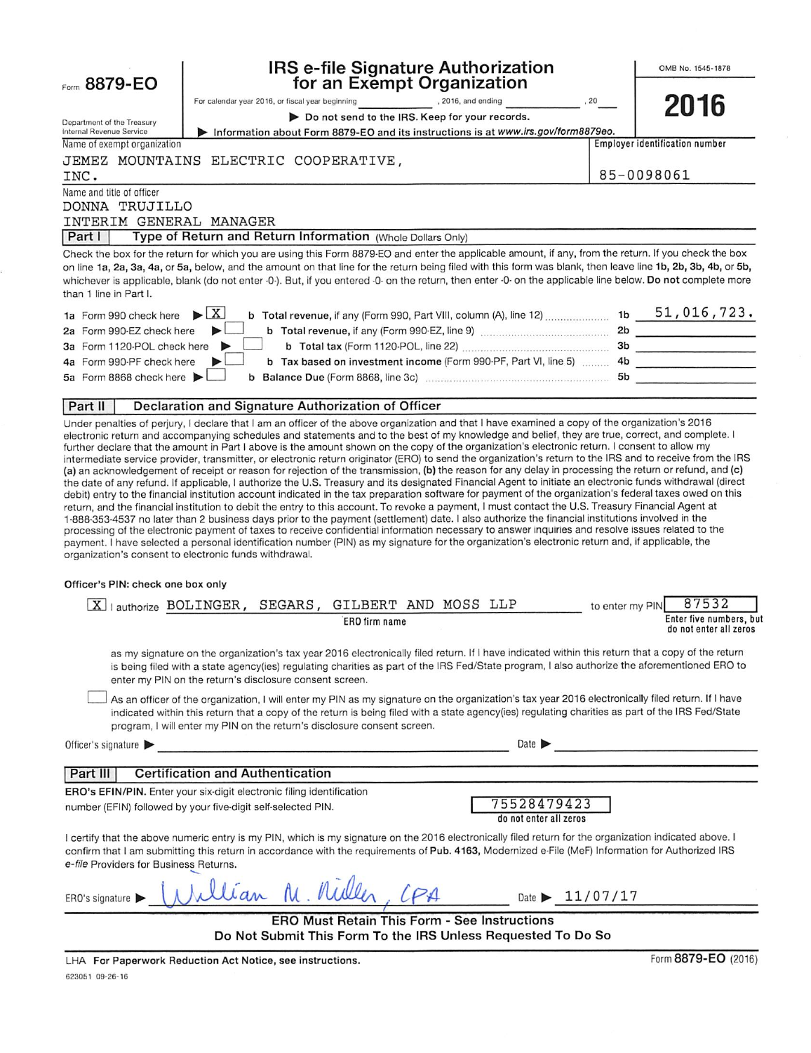Form **8879-EO**

Department of the Treasury
Internal Revenue Service

# IRS e-file Signature Authorization for an Exempt Organization

For calendar year 2016, or fiscal year beginning ____________, 2016, and ending ____________, 20___

▶ Do not send to the IRS. Keep for your records.

▶ Information about Form 8879-EO and its instructions is at *www.irs.gov/form8879eo.*

OMB No. 1545-1878

**2016**

| Name of exempt organization | Employer identification number |
|---|---|
| JEMEZ MOUNTAINS ELECTRIC COOPERATIVE, INC. | 85-0098061 |

Name and title of officer
DONNA TRUJILLO
INTERIM GENERAL MANAGER

## Part I — Type of Return and Return Information (Whole Dollars Only)

Check the box for the return for which you are using this Form 8879-EO and enter the applicable amount, if any, from the return. If you check the box on line **1a, 2a, 3a, 4a,** or **5a,** below, and the amount on that line for the return being filed with this form was blank, then leave line **1b, 2b, 3b, 4b,** or **5b,** whichever is applicable, blank (do not enter -0-). But, if you entered -0- on the return, then enter -0- on the applicable line below. **Do not** complete more than 1 line in Part I.

| | | | |
|---|---|---|---|
| **1a** Form 990 check here ▶ [X] | **b Total revenue,** if any (Form 990, Part VIII, column (A), line 12) | **1b** | 51,016,723. |
| **2a** Form 990-EZ check here ▶ [ ] | **b Total revenue,** if any (Form 990-EZ, line 9) | **2b** | |
| **3a** Form 1120-POL check here ▶ [ ] | **b Total tax** (Form 1120-POL, line 22) | **3b** | |
| **4a** Form 990-PF check here ▶ [ ] | **b Tax based on investment income** (Form 990-PF, Part VI, line 5) | **4b** | |
| **5a** Form 8868 check here ▶ [ ] | **b Balance Due** (Form 8868, line 3c) | **5b** | |

## Part II — Declaration and Signature Authorization of Officer

Under penalties of perjury, I declare that I am an officer of the above organization and that I have examined a copy of the organization's 2016 electronic return and accompanying schedules and statements and to the best of my knowledge and belief, they are true, correct, and complete. I further declare that the amount in Part I above is the amount shown on the copy of the organization's electronic return. I consent to allow my intermediate service provider, transmitter, or electronic return originator (ERO) to send the organization's return to the IRS and to receive from the IRS **(a)** an acknowledgement of receipt or reason for rejection of the transmission, **(b)** the reason for any delay in processing the return or refund, and **(c)** the date of any refund. If applicable, I authorize the U.S. Treasury and its designated Financial Agent to initiate an electronic funds withdrawal (direct debit) entry to the financial institution account indicated in the tax preparation software for payment of the organization's federal taxes owed on this return, and the financial institution to debit the entry to this account. To revoke a payment, I must contact the U.S. Treasury Financial Agent at 1-888-353-4537 no later than 2 business days prior to the payment (settlement) date. I also authorize the financial institutions involved in the processing of the electronic payment of taxes to receive confidential information necessary to answer inquiries and resolve issues related to the payment. I have selected a personal identification number (PIN) as my signature for the organization's electronic return and, if applicable, the organization's consent to electronic funds withdrawal.

**Officer's PIN: check one box only**

[X] I authorize BOLINGER, SEGARS, GILBERT AND MOSS LLP (ERO firm name) to enter my PIN 87532 (Enter five numbers, but do not enter all zeros)

as my signature on the organization's tax year 2016 electronically filed return. If I have indicated within this return that a copy of the return is being filed with a state agency(ies) regulating charities as part of the IRS Fed/State program, I also authorize the aforementioned ERO to enter my PIN on the return's disclosure consent screen.

[ ] As an officer of the organization, I will enter my PIN as my signature on the organization's tax year 2016 electronically filed return. If I have indicated within this return that a copy of the return is being filed with a state agency(ies) regulating charities as part of the IRS Fed/State program, I will enter my PIN on the return's disclosure consent screen.

Officer's signature ▶ ____________________ Date ▶ ____________

## Part III — Certification and Authentication

**ERO's EFIN/PIN.** Enter your six-digit electronic filing identification number (EFIN) followed by your five-digit self-selected PIN. 75528479423 (do not enter all zeros)

I certify that the above numeric entry is my PIN, which is my signature on the 2016 electronically filed return for the organization indicated above. I confirm that I am submitting this return in accordance with the requirements of **Pub. 4163,** Modernized e-File (MeF) Information for Authorized IRS *e-file* Providers for Business Returns.

ERO's signature ▶ William M. Miller, CPA Date ▶ 11/07/17

**ERO Must Retain This Form - See Instructions**
**Do Not Submit This Form To the IRS Unless Requested To Do So**

LHA **For Paperwork Reduction Act Notice, see instructions.** Form **8879-EO** (2016)

623051 09-26-16